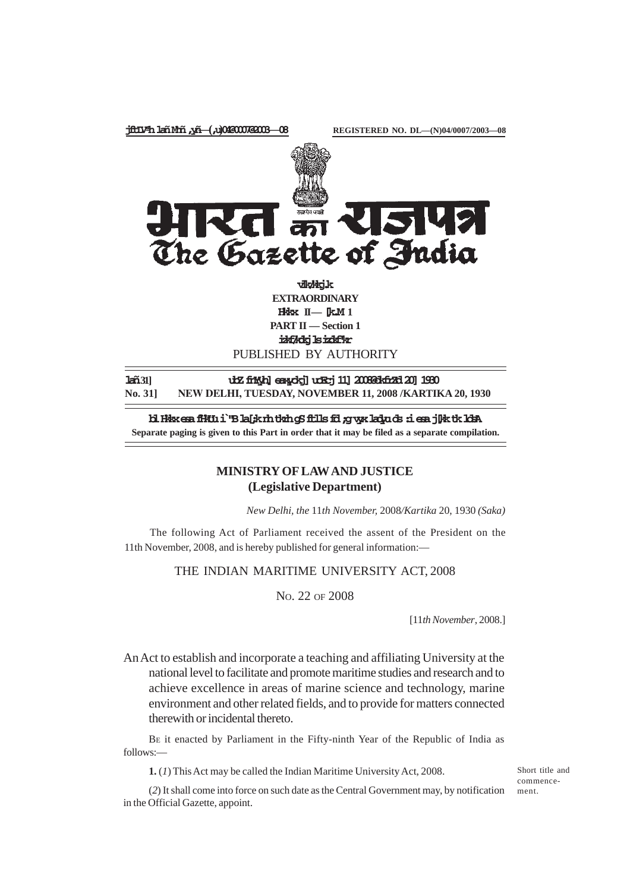REGISTERED NO. DL—(N)04/0007/2003—08

# The Gazette of India

**EXTRAORDINARY**

**PART II — Section 1**

PUBLISHED BY AUTHORITY

**No. 31] NEW DELHI, TUESDAY, NOVEMBER 11, 2008 /KARTIKA 20, 1930**

**Separate paging is given to this Part in order that it may be filed as a separate compilation.**

## MINISTRY OF LAW AND JUSTICE
## (Legislative Department)

*New Delhi, the* 11*th November,* 2008*/Kartika* 20, 1930 *(Saka)*

The following Act of Parliament received the assent of the President on the 11th November, 2008, and is hereby published for general information:—

### THE INDIAN MARITIME UNIVERSITY ACT, 2008

NO. 22 OF 2008

[11*th November*, 2008.]

An Act to establish and incorporate a teaching and affiliating University at the national level to facilitate and promote maritime studies and research and to achieve excellence in areas of marine science and technology, marine environment and other related fields, and to provide for matters connected therewith or incidental thereto.

BE it enacted by Parliament in the Fifty-ninth Year of the Republic of India as follows:—

Short title and commencement.

**1.** (*1*) This Act may be called the Indian Maritime University Act, 2008.

(*2*) It shall come into force on such date as the Central Government may, by notification in the Official Gazette, appoint.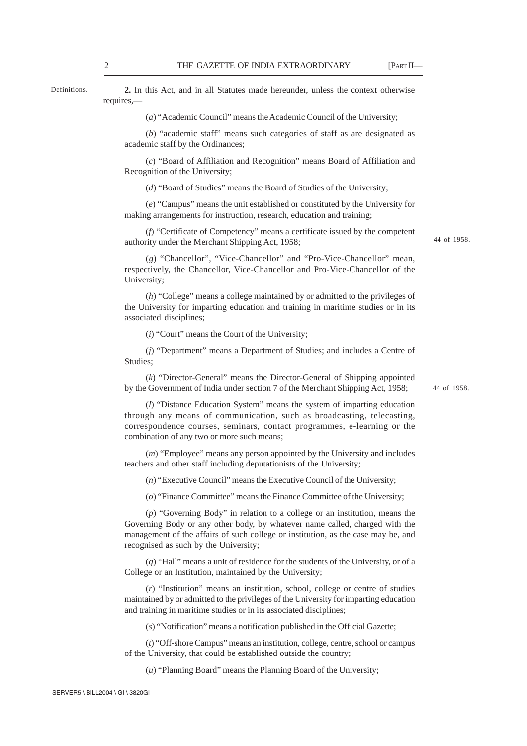Definitions.

**2.** In this Act, and in all Statutes made hereunder, unless the context otherwise requires,—

(*a*) "Academic Council" means the Academic Council of the University;

(*b*) "academic staff" means such categories of staff as are designated as academic staff by the Ordinances;

(*c*) "Board of Affiliation and Recognition" means Board of Affiliation and Recognition of the University;

(*d*) "Board of Studies" means the Board of Studies of the University;

(*e*) "Campus" means the unit established or constituted by the University for making arrangements for instruction, research, education and training;

(*f*) "Certificate of Competency" means a certificate issued by the competent authority under the Merchant Shipping Act, 1958;

44 of 1958.

(*g*) "Chancellor", "Vice-Chancellor" and "Pro-Vice-Chancellor" mean, respectively, the Chancellor, Vice-Chancellor and Pro-Vice-Chancellor of the University;

(*h*) "College" means a college maintained by or admitted to the privileges of the University for imparting education and training in maritime studies or in its associated disciplines;

(*i*) "Court" means the Court of the University;

(*j*) "Department" means a Department of Studies; and includes a Centre of Studies;

(*k*) "Director-General" means the Director-General of Shipping appointed by the Government of India under section 7 of the Merchant Shipping Act, 1958;

44 of 1958.

(*l*) "Distance Education System" means the system of imparting education through any means of communication, such as broadcasting, telecasting, correspondence courses, seminars, contact programmes, e-learning or the combination of any two or more such means;

(*m*) "Employee" means any person appointed by the University and includes teachers and other staff including deputationists of the University;

(*n*) "Executive Council" means the Executive Council of the University;

(*o*) "Finance Committee" means the Finance Committee of the University;

(*p*) "Governing Body" in relation to a college or an institution, means the Governing Body or any other body, by whatever name called, charged with the management of the affairs of such college or institution, as the case may be, and recognised as such by the University;

(*q*) "Hall" means a unit of residence for the students of the University, or of a College or an Institution, maintained by the University;

(*r*) "Institution" means an institution, school, college or centre of studies maintained by or admitted to the privileges of the University for imparting education and training in maritime studies or in its associated disciplines;

(*s*) "Notification" means a notification published in the Official Gazette;

(*t*) "Off-shore Campus" means an institution, college, centre, school or campus of the University, that could be established outside the country;

(*u*) "Planning Board" means the Planning Board of the University;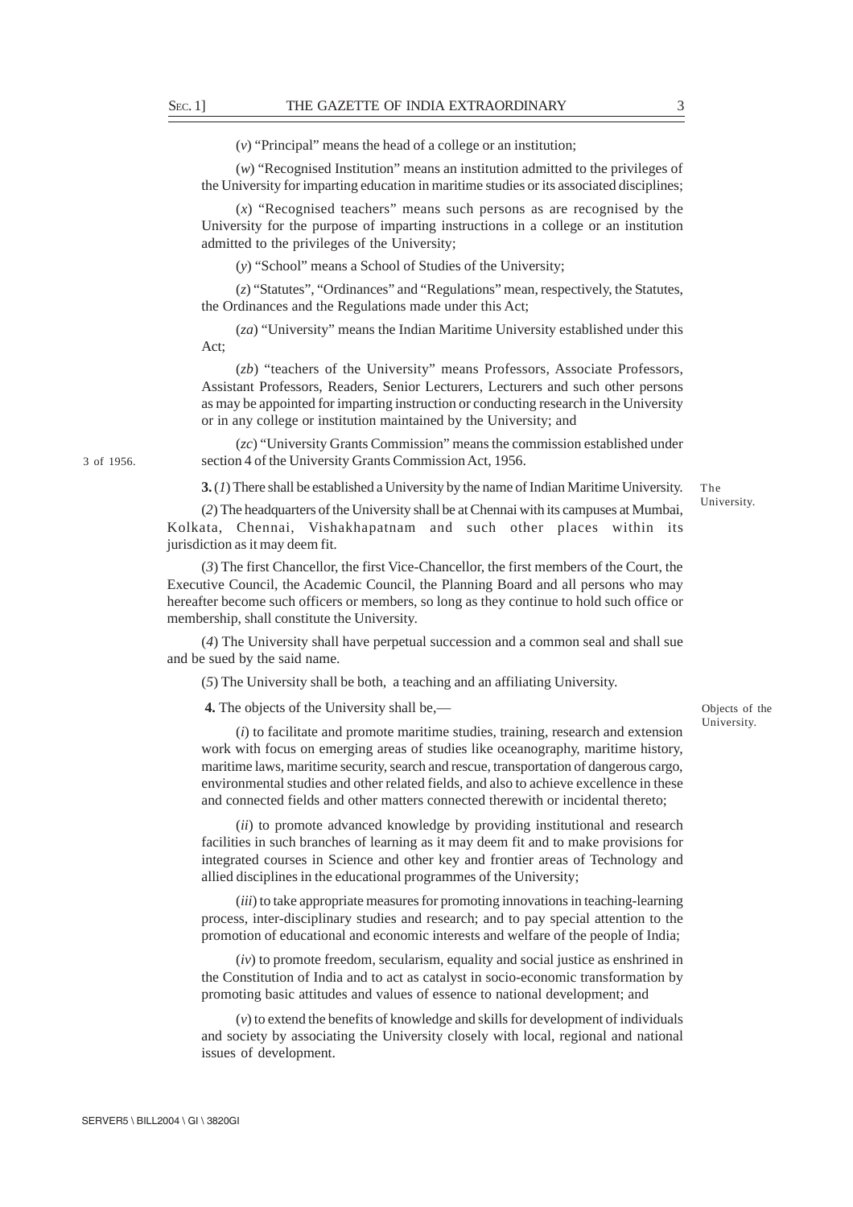(*v*) "Principal" means the head of a college or an institution;

(*w*) "Recognised Institution" means an institution admitted to the privileges of the University for imparting education in maritime studies or its associated disciplines;

(*x*) "Recognised teachers" means such persons as are recognised by the University for the purpose of imparting instructions in a college or an institution admitted to the privileges of the University;

(*y*) "School" means a School of Studies of the University;

(*z*) "Statutes", "Ordinances" and "Regulations" mean, respectively, the Statutes, the Ordinances and the Regulations made under this Act;

(*za*) "University" means the Indian Maritime University established under this Act;

(*zb*) "teachers of the University" means Professors, Associate Professors, Assistant Professors, Readers, Senior Lecturers, Lecturers and such other persons as may be appointed for imparting instruction or conducting research in the University or in any college or institution maintained by the University; and

(*zc*) "University Grants Commission" means the commission established under section 4 of the University Grants Commission Act, 1956.

3 of 1956.

The University.

**3.** (*1*) There shall be established a University by the name of Indian Maritime University.

(*2*) The headquarters of the University shall be at Chennai with its campuses at Mumbai, Kolkata, Chennai, Vishakhapatnam and such other places within its jurisdiction as it may deem fit.

(*3*) The first Chancellor, the first Vice-Chancellor, the first members of the Court, the Executive Council, the Academic Council, the Planning Board and all persons who may hereafter become such officers or members, so long as they continue to hold such office or membership, shall constitute the University.

(*4*) The University shall have perpetual succession and a common seal and shall sue and be sued by the said name.

(*5*) The University shall be both, a teaching and an affiliating University.

Objects of the University.

**4.** The objects of the University shall be,—

(*i*) to facilitate and promote maritime studies, training, research and extension work with focus on emerging areas of studies like oceanography, maritime history, maritime laws, maritime security, search and rescue, transportation of dangerous cargo, environmental studies and other related fields, and also to achieve excellence in these and connected fields and other matters connected therewith or incidental thereto;

(*ii*) to promote advanced knowledge by providing institutional and research facilities in such branches of learning as it may deem fit and to make provisions for integrated courses in Science and other key and frontier areas of Technology and allied disciplines in the educational programmes of the University;

(*iii*) to take appropriate measures for promoting innovations in teaching-learning process, inter-disciplinary studies and research; and to pay special attention to the promotion of educational and economic interests and welfare of the people of India;

(*iv*) to promote freedom, secularism, equality and social justice as enshrined in the Constitution of India and to act as catalyst in socio-economic transformation by promoting basic attitudes and values of essence to national development; and

(*v*) to extend the benefits of knowledge and skills for development of individuals and society by associating the University closely with local, regional and national issues of development.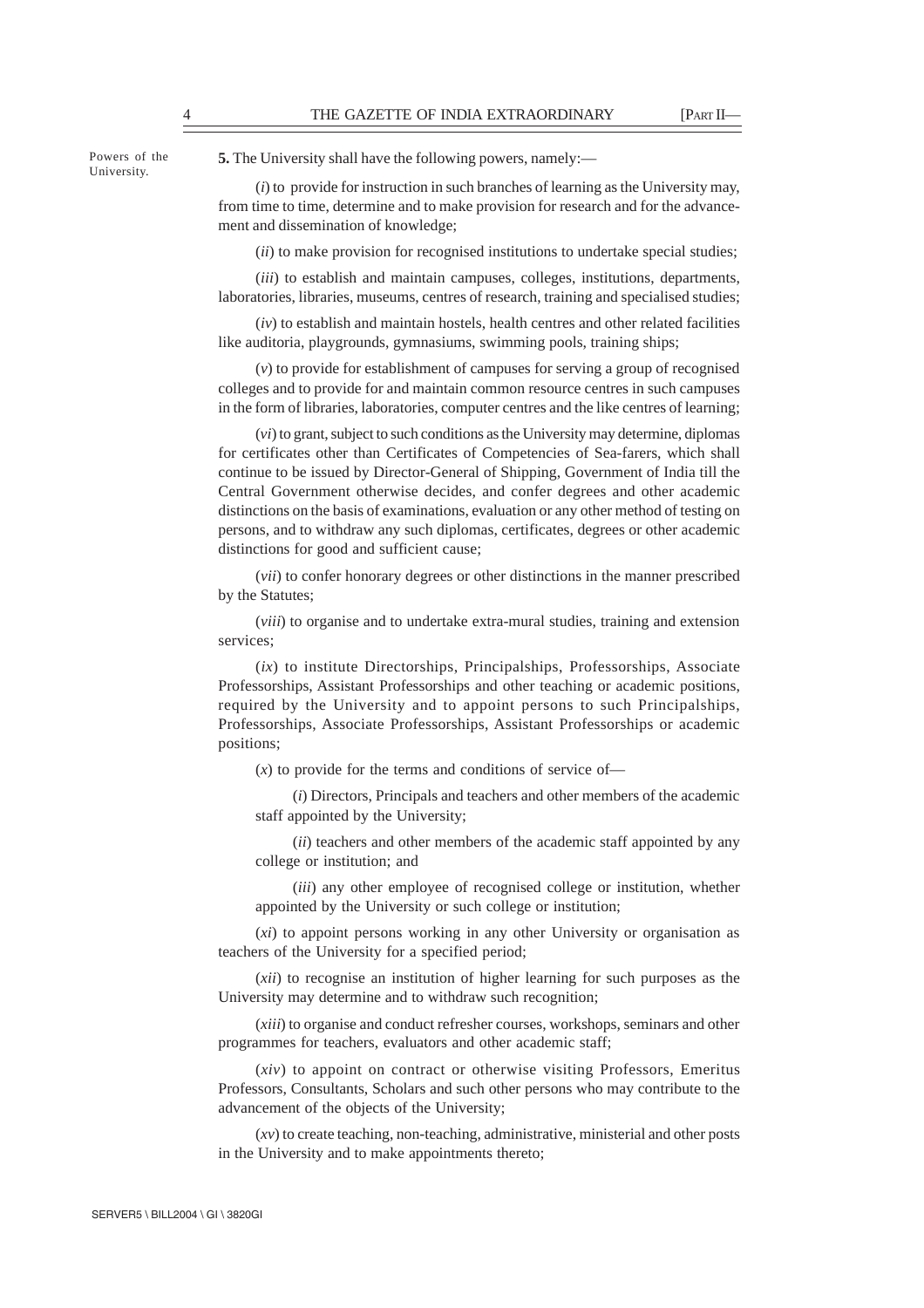Powers of the University.

**5.** The University shall have the following powers, namely:—

(*i*) to provide for instruction in such branches of learning as the University may, from time to time, determine and to make provision for research and for the advancement and dissemination of knowledge;

(*ii*) to make provision for recognised institutions to undertake special studies;

(*iii*) to establish and maintain campuses, colleges, institutions, departments, laboratories, libraries, museums, centres of research, training and specialised studies;

(*iv*) to establish and maintain hostels, health centres and other related facilities like auditoria, playgrounds, gymnasiums, swimming pools, training ships;

(*v*) to provide for establishment of campuses for serving a group of recognised colleges and to provide for and maintain common resource centres in such campuses in the form of libraries, laboratories, computer centres and the like centres of learning;

(*vi*) to grant, subject to such conditions as the University may determine, diplomas for certificates other than Certificates of Competencies of Sea-farers, which shall continue to be issued by Director-General of Shipping, Government of India till the Central Government otherwise decides, and confer degrees and other academic distinctions on the basis of examinations, evaluation or any other method of testing on persons, and to withdraw any such diplomas, certificates, degrees or other academic distinctions for good and sufficient cause;

(*vii*) to confer honorary degrees or other distinctions in the manner prescribed by the Statutes;

(*viii*) to organise and to undertake extra-mural studies, training and extension services;

(*ix*) to institute Directorships, Principalships, Professorships, Associate Professorships, Assistant Professorships and other teaching or academic positions, required by the University and to appoint persons to such Principalships, Professorships, Associate Professorships, Assistant Professorships or academic positions;

(*x*) to provide for the terms and conditions of service of—

(*i*) Directors, Principals and teachers and other members of the academic staff appointed by the University;

(*ii*) teachers and other members of the academic staff appointed by any college or institution; and

(*iii*) any other employee of recognised college or institution, whether appointed by the University or such college or institution;

(*xi*) to appoint persons working in any other University or organisation as teachers of the University for a specified period;

(*xii*) to recognise an institution of higher learning for such purposes as the University may determine and to withdraw such recognition;

(*xiii*) to organise and conduct refresher courses, workshops, seminars and other programmes for teachers, evaluators and other academic staff;

(*xiv*) to appoint on contract or otherwise visiting Professors, Emeritus Professors, Consultants, Scholars and such other persons who may contribute to the advancement of the objects of the University;

(*xv*) to create teaching, non-teaching, administrative, ministerial and other posts in the University and to make appointments thereto;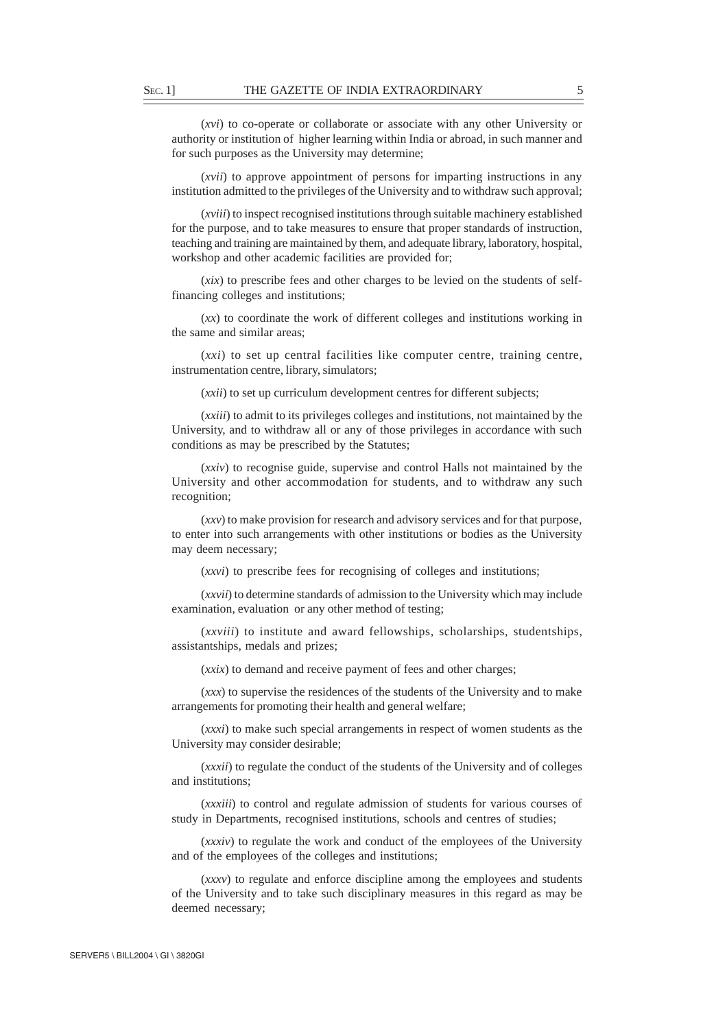(*xvi*) to co-operate or collaborate or associate with any other University or authority or institution of higher learning within India or abroad, in such manner and for such purposes as the University may determine;

(*xvii*) to approve appointment of persons for imparting instructions in any institution admitted to the privileges of the University and to withdraw such approval;

(*xviii*) to inspect recognised institutions through suitable machinery established for the purpose, and to take measures to ensure that proper standards of instruction, teaching and training are maintained by them, and adequate library, laboratory, hospital, workshop and other academic facilities are provided for;

(*xix*) to prescribe fees and other charges to be levied on the students of self-financing colleges and institutions;

(*xx*) to coordinate the work of different colleges and institutions working in the same and similar areas;

(*xxi*) to set up central facilities like computer centre, training centre, instrumentation centre, library, simulators;

(*xxii*) to set up curriculum development centres for different subjects;

(*xxiii*) to admit to its privileges colleges and institutions, not maintained by the University, and to withdraw all or any of those privileges in accordance with such conditions as may be prescribed by the Statutes;

(*xxiv*) to recognise guide, supervise and control Halls not maintained by the University and other accommodation for students, and to withdraw any such recognition;

(*xxv*) to make provision for research and advisory services and for that purpose, to enter into such arrangements with other institutions or bodies as the University may deem necessary;

(*xxvi*) to prescribe fees for recognising of colleges and institutions;

(*xxvii*) to determine standards of admission to the University which may include examination, evaluation or any other method of testing;

(*xxviii*) to institute and award fellowships, scholarships, studentships, assistantships, medals and prizes;

(*xxix*) to demand and receive payment of fees and other charges;

(*xxx*) to supervise the residences of the students of the University and to make arrangements for promoting their health and general welfare;

(*xxxi*) to make such special arrangements in respect of women students as the University may consider desirable;

(*xxxii*) to regulate the conduct of the students of the University and of colleges and institutions;

(*xxxiii*) to control and regulate admission of students for various courses of study in Departments, recognised institutions, schools and centres of studies;

(*xxxiv*) to regulate the work and conduct of the employees of the University and of the employees of the colleges and institutions;

(*xxxv*) to regulate and enforce discipline among the employees and students of the University and to take such disciplinary measures in this regard as may be deemed necessary;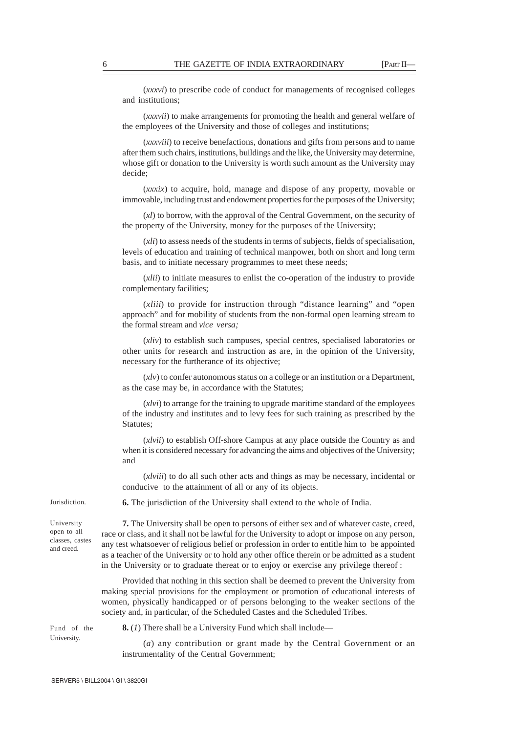(*xxxvi*) to prescribe code of conduct for managements of recognised colleges and institutions;

(*xxxvii*) to make arrangements for promoting the health and general welfare of the employees of the University and those of colleges and institutions;

(*xxxviii*) to receive benefactions, donations and gifts from persons and to name after them such chairs, institutions, buildings and the like, the University may determine, whose gift or donation to the University is worth such amount as the University may decide;

(*xxxix*) to acquire, hold, manage and dispose of any property, movable or immovable, including trust and endowment properties for the purposes of the University;

(*xl*) to borrow, with the approval of the Central Government, on the security of the property of the University, money for the purposes of the University;

(*xli*) to assess needs of the students in terms of subjects, fields of specialisation, levels of education and training of technical manpower, both on short and long term basis, and to initiate necessary programmes to meet these needs;

(*xlii*) to initiate measures to enlist the co-operation of the industry to provide complementary facilities;

(*xliii*) to provide for instruction through "distance learning" and "open approach" and for mobility of students from the non-formal open learning stream to the formal stream and *vice versa;*

(*xliv*) to establish such campuses, special centres, specialised laboratories or other units for research and instruction as are, in the opinion of the University, necessary for the furtherance of its objective;

(*xlv*) to confer autonomous status on a college or an institution or a Department, as the case may be, in accordance with the Statutes;

(*xlvi*) to arrange for the training to upgrade maritime standard of the employees of the industry and institutes and to levy fees for such training as prescribed by the Statutes;

(*xlvii*) to establish Off-shore Campus at any place outside the Country as and when it is considered necessary for advancing the aims and objectives of the University; and

(*xlviii*) to do all such other acts and things as may be necessary, incidental or conducive to the attainment of all or any of its objects.

Jurisdiction.

**6.** The jurisdiction of the University shall extend to the whole of India.

University open to all classes, castes and creed.

**7.** The University shall be open to persons of either sex and of whatever caste, creed, race or class, and it shall not be lawful for the University to adopt or impose on any person, any test whatsoever of religious belief or profession in order to entitle him to be appointed as a teacher of the University or to hold any other office therein or be admitted as a student in the University or to graduate thereat or to enjoy or exercise any privilege thereof :

Provided that nothing in this section shall be deemed to prevent the University from making special provisions for the employment or promotion of educational interests of women, physically handicapped or of persons belonging to the weaker sections of the society and, in particular, of the Scheduled Castes and the Scheduled Tribes.

Fund of the University.

**8.** (*1*) There shall be a University Fund which shall include—

(*a*) any contribution or grant made by the Central Government or an instrumentality of the Central Government;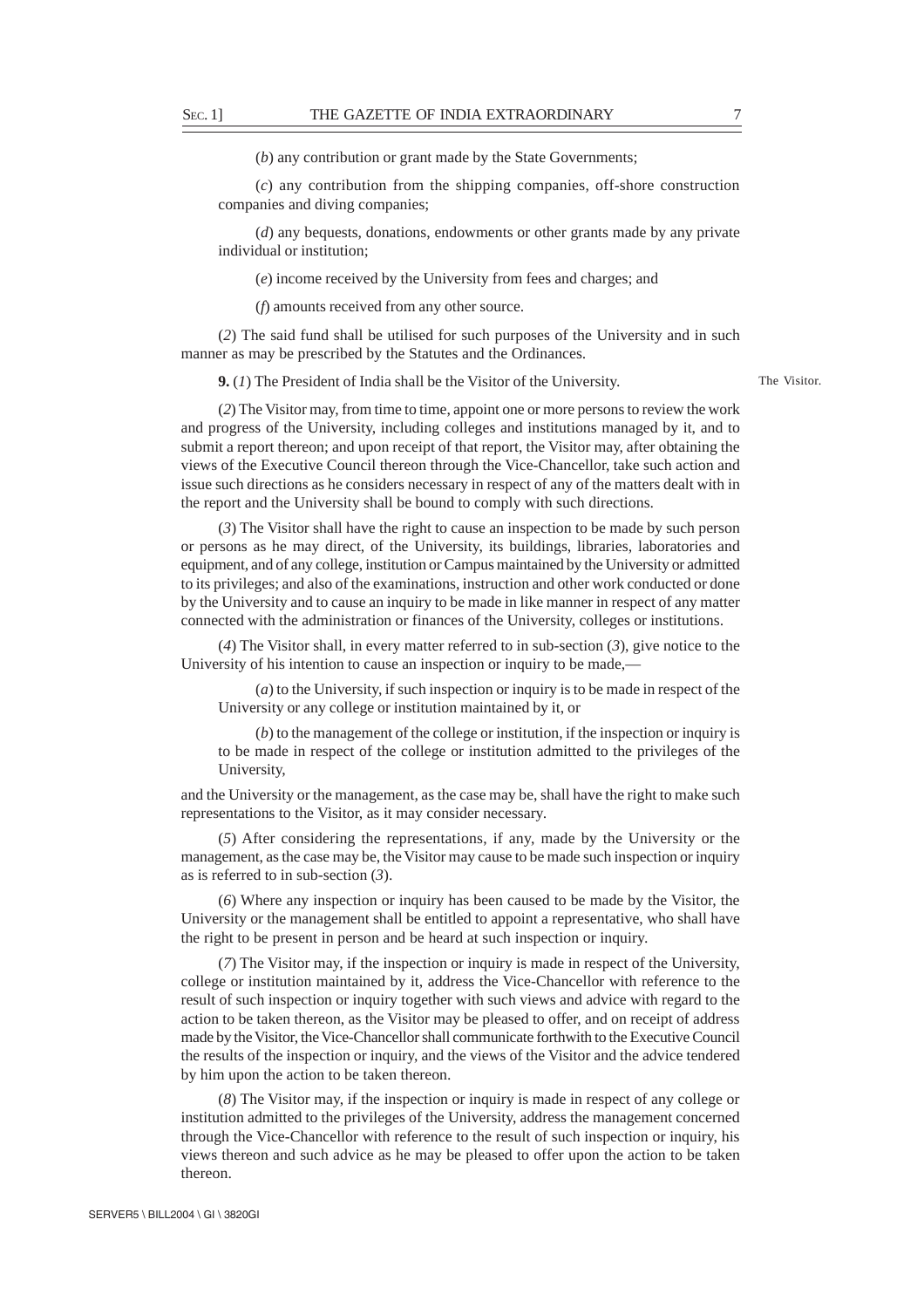(*b*) any contribution or grant made by the State Governments;

(*c*) any contribution from the shipping companies, off-shore construction companies and diving companies;

(*d*) any bequests, donations, endowments or other grants made by any private individual or institution;

(*e*) income received by the University from fees and charges; and

(*f*) amounts received from any other source.

(*2*) The said fund shall be utilised for such purposes of the University and in such manner as may be prescribed by the Statutes and the Ordinances.

The Visitor.

**9.** (*1*) The President of India shall be the Visitor of the University.

(*2*) The Visitor may, from time to time, appoint one or more persons to review the work and progress of the University, including colleges and institutions managed by it, and to submit a report thereon; and upon receipt of that report, the Visitor may, after obtaining the views of the Executive Council thereon through the Vice-Chancellor, take such action and issue such directions as he considers necessary in respect of any of the matters dealt with in the report and the University shall be bound to comply with such directions.

(*3*) The Visitor shall have the right to cause an inspection to be made by such person or persons as he may direct, of the University, its buildings, libraries, laboratories and equipment, and of any college, institution or Campus maintained by the University or admitted to its privileges; and also of the examinations, instruction and other work conducted or done by the University and to cause an inquiry to be made in like manner in respect of any matter connected with the administration or finances of the University, colleges or institutions.

(*4*) The Visitor shall, in every matter referred to in sub-section (*3*), give notice to the University of his intention to cause an inspection or inquiry to be made,—

(*a*) to the University, if such inspection or inquiry is to be made in respect of the University or any college or institution maintained by it, or

(*b*) to the management of the college or institution, if the inspection or inquiry is to be made in respect of the college or institution admitted to the privileges of the University,

and the University or the management, as the case may be, shall have the right to make such representations to the Visitor, as it may consider necessary.

(*5*) After considering the representations, if any, made by the University or the management, as the case may be, the Visitor may cause to be made such inspection or inquiry as is referred to in sub-section (*3*).

(*6*) Where any inspection or inquiry has been caused to be made by the Visitor, the University or the management shall be entitled to appoint a representative, who shall have the right to be present in person and be heard at such inspection or inquiry.

(*7*) The Visitor may, if the inspection or inquiry is made in respect of the University, college or institution maintained by it, address the Vice-Chancellor with reference to the result of such inspection or inquiry together with such views and advice with regard to the action to be taken thereon, as the Visitor may be pleased to offer, and on receipt of address made by the Visitor, the Vice-Chancellor shall communicate forthwith to the Executive Council the results of the inspection or inquiry, and the views of the Visitor and the advice tendered by him upon the action to be taken thereon.

(*8*) The Visitor may, if the inspection or inquiry is made in respect of any college or institution admitted to the privileges of the University, address the management concerned through the Vice-Chancellor with reference to the result of such inspection or inquiry, his views thereon and such advice as he may be pleased to offer upon the action to be taken thereon.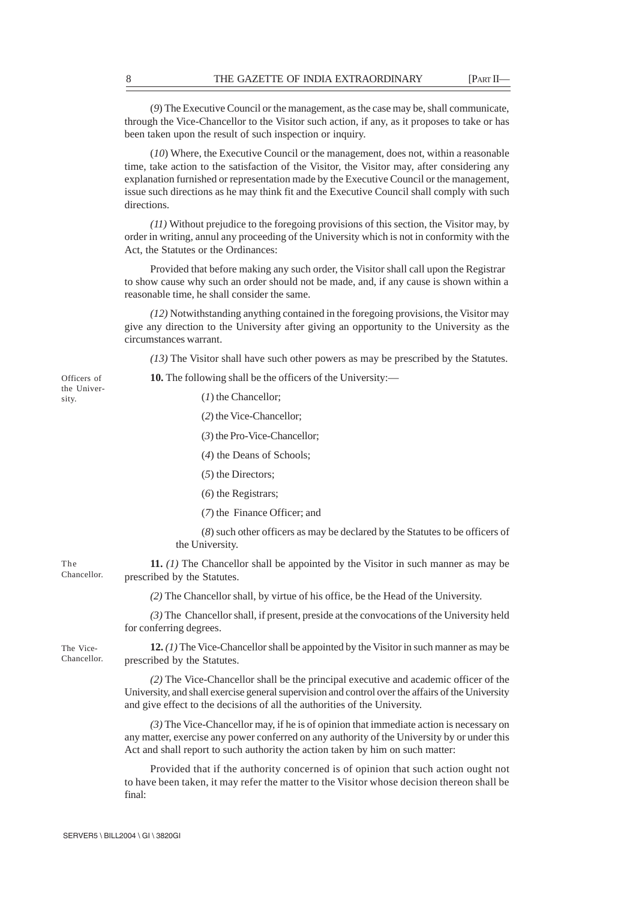(*9*) The Executive Council or the management, as the case may be, shall communicate, through the Vice-Chancellor to the Visitor such action, if any, as it proposes to take or has been taken upon the result of such inspection or inquiry.

(*10*) Where, the Executive Council or the management, does not, within a reasonable time, take action to the satisfaction of the Visitor, the Visitor may, after considering any explanation furnished or representation made by the Executive Council or the management, issue such directions as he may think fit and the Executive Council shall comply with such directions.

*(11)* Without prejudice to the foregoing provisions of this section, the Visitor may, by order in writing, annul any proceeding of the University which is not in conformity with the Act, the Statutes or the Ordinances:

Provided that before making any such order, the Visitor shall call upon the Registrar to show cause why such an order should not be made, and, if any cause is shown within a reasonable time, he shall consider the same.

*(12)* Notwithstanding anything contained in the foregoing provisions, the Visitor may give any direction to the University after giving an opportunity to the University as the circumstances warrant.

*(13)* The Visitor shall have such other powers as may be prescribed by the Statutes.

Officers of the University.

**10.** The following shall be the officers of the University:—

(*1*) the Chancellor;

(*2*) the Vice-Chancellor;

(*3*) the Pro-Vice-Chancellor;

(*4*) the Deans of Schools;

(*5*) the Directors;

(*6*) the Registrars;

(*7*) the Finance Officer; and

(*8*) such other officers as may be declared by the Statutes to be officers of the University.

The Chancellor.

**11.** *(1)* The Chancellor shall be appointed by the Visitor in such manner as may be prescribed by the Statutes.

*(2)* The Chancellor shall, by virtue of his office, be the Head of the University.

*(3)* The Chancellor shall, if present, preside at the convocations of the University held for conferring degrees.

The Vice-Chancellor.

**12.** *(1)* The Vice-Chancellor shall be appointed by the Visitor in such manner as may be prescribed by the Statutes.

*(2)* The Vice-Chancellor shall be the principal executive and academic officer of the University, and shall exercise general supervision and control over the affairs of the University and give effect to the decisions of all the authorities of the University.

*(3)* The Vice-Chancellor may, if he is of opinion that immediate action is necessary on any matter, exercise any power conferred on any authority of the University by or under this Act and shall report to such authority the action taken by him on such matter:

Provided that if the authority concerned is of opinion that such action ought not to have been taken, it may refer the matter to the Visitor whose decision thereon shall be final: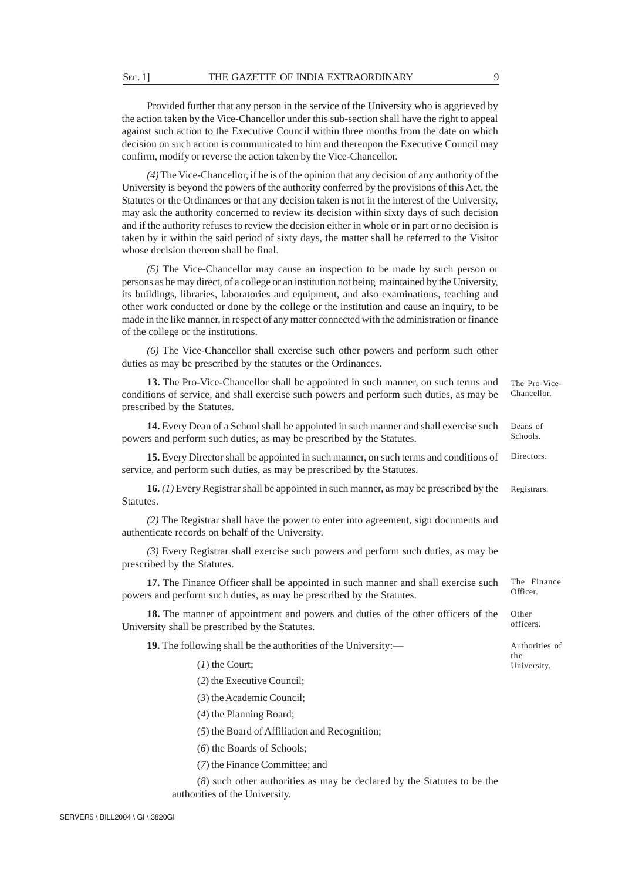Provided further that any person in the service of the University who is aggrieved by the action taken by the Vice-Chancellor under this sub-section shall have the right to appeal against such action to the Executive Council within three months from the date on which decision on such action is communicated to him and thereupon the Executive Council may confirm, modify or reverse the action taken by the Vice-Chancellor.

*(4)* The Vice-Chancellor, if he is of the opinion that any decision of any authority of the University is beyond the powers of the authority conferred by the provisions of this Act, the Statutes or the Ordinances or that any decision taken is not in the interest of the University, may ask the authority concerned to review its decision within sixty days of such decision and if the authority refuses to review the decision either in whole or in part or no decision is taken by it within the said period of sixty days, the matter shall be referred to the Visitor whose decision thereon shall be final.

*(5)* The Vice-Chancellor may cause an inspection to be made by such person or persons as he may direct, of a college or an institution not being maintained by the University, its buildings, libraries, laboratories and equipment, and also examinations, teaching and other work conducted or done by the college or the institution and cause an inquiry, to be made in the like manner, in respect of any matter connected with the administration or finance of the college or the institutions.

*(6)* The Vice-Chancellor shall exercise such other powers and perform such other duties as may be prescribed by the statutes or the Ordinances.

The Pro-Vice-Chancellor.

**13.** The Pro-Vice-Chancellor shall be appointed in such manner, on such terms and conditions of service, and shall exercise such powers and perform such duties, as may be prescribed by the Statutes.

Deans of Schools.

**14.** Every Dean of a School shall be appointed in such manner and shall exercise such powers and perform such duties, as may be prescribed by the Statutes.

Directors.

**15.** Every Director shall be appointed in such manner, on such terms and conditions of service, and perform such duties, as may be prescribed by the Statutes.

Registrars.

**16.** *(1)* Every Registrar shall be appointed in such manner, as may be prescribed by the Statutes.

*(2)* The Registrar shall have the power to enter into agreement, sign documents and authenticate records on behalf of the University.

*(3)* Every Registrar shall exercise such powers and perform such duties, as may be prescribed by the Statutes.

The Finance Officer.

**17.** The Finance Officer shall be appointed in such manner and shall exercise such powers and perform such duties, as may be prescribed by the Statutes.

Other officers.

**18.** The manner of appointment and powers and duties of the other officers of the University shall be prescribed by the Statutes.

Authorities of the University.

**19.** The following shall be the authorities of the University:—

(*1*) the Court;

(*2*) the Executive Council;

(*3*) the Academic Council;

(*4*) the Planning Board;

(*5*) the Board of Affiliation and Recognition;

(*6*) the Boards of Schools;

(*7*) the Finance Committee; and

(*8*) such other authorities as may be declared by the Statutes to be the authorities of the University.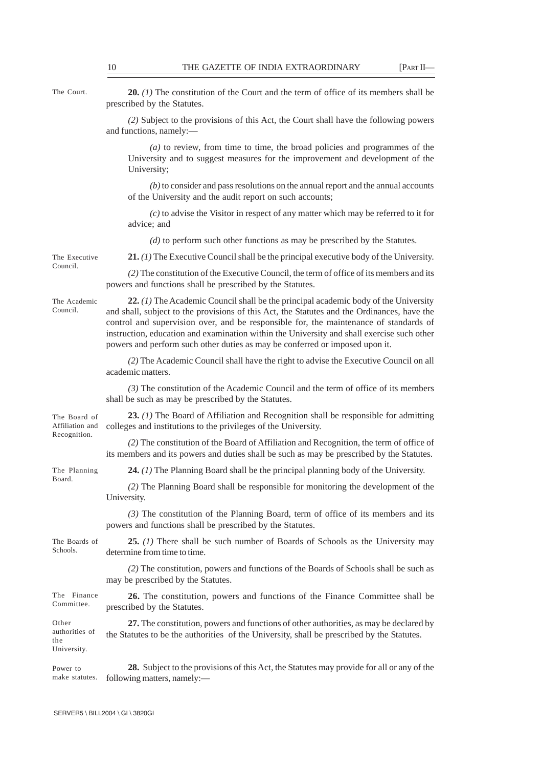The Court.

**20.** *(1)* The constitution of the Court and the term of office of its members shall be prescribed by the Statutes.

*(2)* Subject to the provisions of this Act, the Court shall have the following powers and functions, namely:—

*(a)* to review, from time to time, the broad policies and programmes of the University and to suggest measures for the improvement and development of the University;

*(b)* to consider and pass resolutions on the annual report and the annual accounts of the University and the audit report on such accounts;

*(c)* to advise the Visitor in respect of any matter which may be referred to it for advice; and

*(d)* to perform such other functions as may be prescribed by the Statutes.

The Executive Council.

**21.** *(1)* The Executive Council shall be the principal executive body of the University.

*(2)* The constitution of the Executive Council, the term of office of its members and its powers and functions shall be prescribed by the Statutes.

The Academic Council.

**22.** *(1)* The Academic Council shall be the principal academic body of the University and shall, subject to the provisions of this Act, the Statutes and the Ordinances, have the control and supervision over, and be responsible for, the maintenance of standards of instruction, education and examination within the University and shall exercise such other powers and perform such other duties as may be conferred or imposed upon it.

*(2)* The Academic Council shall have the right to advise the Executive Council on all academic matters.

*(3)* The constitution of the Academic Council and the term of office of its members shall be such as may be prescribed by the Statutes.

The Board of Affiliation and Recognition.

**23.** *(1)* The Board of Affiliation and Recognition shall be responsible for admitting colleges and institutions to the privileges of the University.

*(2)* The constitution of the Board of Affiliation and Recognition, the term of office of its members and its powers and duties shall be such as may be prescribed by the Statutes.

The Planning Board.

**24.** *(1)* The Planning Board shall be the principal planning body of the University.

*(2)* The Planning Board shall be responsible for monitoring the development of the University.

*(3)* The constitution of the Planning Board, term of office of its members and its powers and functions shall be prescribed by the Statutes.

The Boards of Schools.

**25.** *(1)* There shall be such number of Boards of Schools as the University may determine from time to time.

*(2)* The constitution, powers and functions of the Boards of Schools shall be such as may be prescribed by the Statutes.

The Finance Committee.

**26.** The constitution, powers and functions of the Finance Committee shall be prescribed by the Statutes.

Other authorities of the University.

**27.** The constitution, powers and functions of other authorities, as may be declared by the Statutes to be the authorities of the University, shall be prescribed by the Statutes.

Power to make statutes.

**28.** Subject to the provisions of this Act, the Statutes may provide for all or any of the following matters, namely:—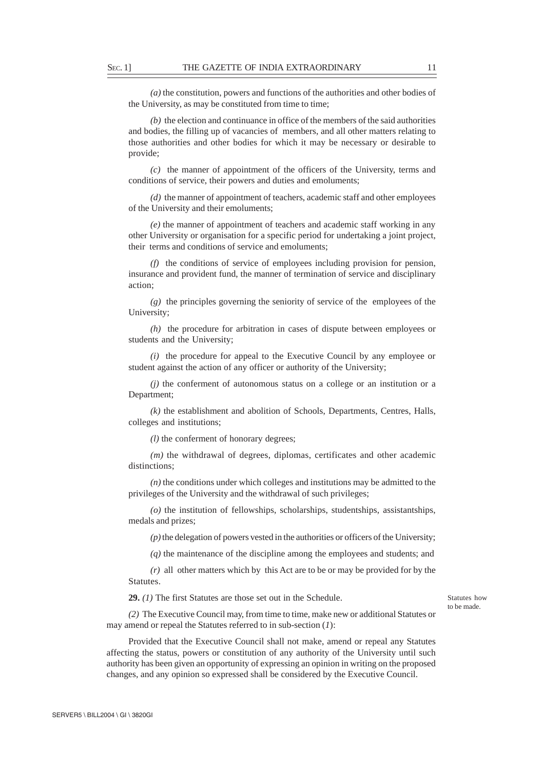*(a)* the constitution, powers and functions of the authorities and other bodies of the University, as may be constituted from time to time;

*(b)* the election and continuance in office of the members of the said authorities and bodies, the filling up of vacancies of members, and all other matters relating to those authorities and other bodies for which it may be necessary or desirable to provide;

*(c)* the manner of appointment of the officers of the University, terms and conditions of service, their powers and duties and emoluments;

*(d)* the manner of appointment of teachers, academic staff and other employees of the University and their emoluments;

*(e)* the manner of appointment of teachers and academic staff working in any other University or organisation for a specific period for undertaking a joint project, their terms and conditions of service and emoluments;

*(f)* the conditions of service of employees including provision for pension, insurance and provident fund, the manner of termination of service and disciplinary action;

*(g)* the principles governing the seniority of service of the employees of the University;

*(h)* the procedure for arbitration in cases of dispute between employees or students and the University;

*(i)* the procedure for appeal to the Executive Council by any employee or student against the action of any officer or authority of the University;

*(j)* the conferment of autonomous status on a college or an institution or a Department;

*(k)* the establishment and abolition of Schools, Departments, Centres, Halls, colleges and institutions;

*(l)* the conferment of honorary degrees;

*(m)* the withdrawal of degrees, diplomas, certificates and other academic distinctions;

*(n)* the conditions under which colleges and institutions may be admitted to the privileges of the University and the withdrawal of such privileges;

*(o)* the institution of fellowships, scholarships, studentships, assistantships, medals and prizes;

*(p)* the delegation of powers vested in the authorities or officers of the University;

*(q)* the maintenance of the discipline among the employees and students; and

*(r)* all other matters which by this Act are to be or may be provided for by the Statutes.

Statutes how to be made.

**29.** *(1)* The first Statutes are those set out in the Schedule.

*(2)* The Executive Council may, from time to time, make new or additional Statutes or may amend or repeal the Statutes referred to in sub-section (*1*):

Provided that the Executive Council shall not make, amend or repeal any Statutes affecting the status, powers or constitution of any authority of the University until such authority has been given an opportunity of expressing an opinion in writing on the proposed changes, and any opinion so expressed shall be considered by the Executive Council.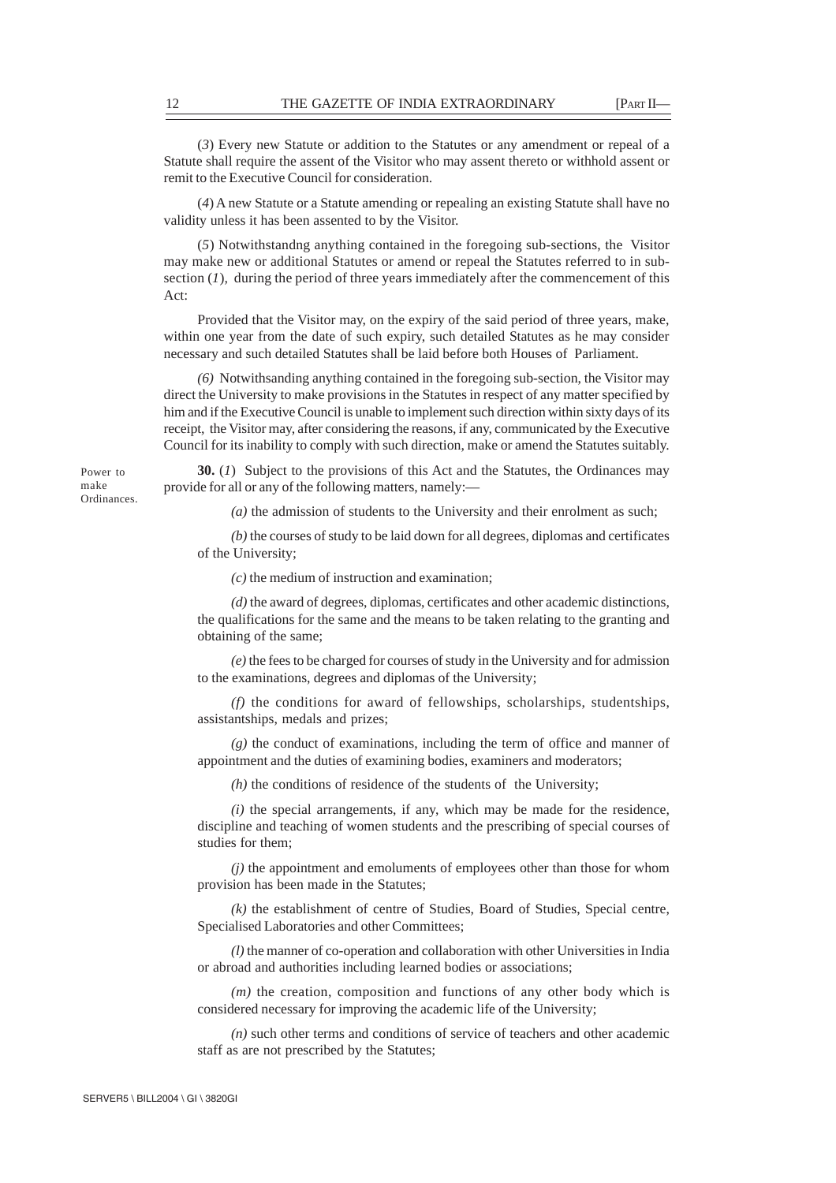(*3*) Every new Statute or addition to the Statutes or any amendment or repeal of a Statute shall require the assent of the Visitor who may assent thereto or withhold assent or remit to the Executive Council for consideration.

(*4*) A new Statute or a Statute amending or repealing an existing Statute shall have no validity unless it has been assented to by the Visitor.

(*5*) Notwithstandng anything contained in the foregoing sub-sections, the Visitor may make new or additional Statutes or amend or repeal the Statutes referred to in sub-section (*1*), during the period of three years immediately after the commencement of this Act:

Provided that the Visitor may, on the expiry of the said period of three years, make, within one year from the date of such expiry, such detailed Statutes as he may consider necessary and such detailed Statutes shall be laid before both Houses of Parliament.

*(6)* Notwithsanding anything contained in the foregoing sub-section, the Visitor may direct the University to make provisions in the Statutes in respect of any matter specified by him and if the Executive Council is unable to implement such direction within sixty days of its receipt, the Visitor may, after considering the reasons, if any, communicated by the Executive Council for its inability to comply with such direction, make or amend the Statutes suitably.

Power to make Ordinances.

**30.** (*1*) Subject to the provisions of this Act and the Statutes, the Ordinances may provide for all or any of the following matters, namely:—

*(a)* the admission of students to the University and their enrolment as such;

*(b)* the courses of study to be laid down for all degrees, diplomas and certificates of the University;

*(c)* the medium of instruction and examination;

*(d)* the award of degrees, diplomas, certificates and other academic distinctions, the qualifications for the same and the means to be taken relating to the granting and obtaining of the same;

*(e)* the fees to be charged for courses of study in the University and for admission to the examinations, degrees and diplomas of the University;

*(f)* the conditions for award of fellowships, scholarships, studentships, assistantships, medals and prizes;

*(g)* the conduct of examinations, including the term of office and manner of appointment and the duties of examining bodies, examiners and moderators;

*(h)* the conditions of residence of the students of the University;

*(i)* the special arrangements, if any, which may be made for the residence, discipline and teaching of women students and the prescribing of special courses of studies for them;

*(j)* the appointment and emoluments of employees other than those for whom provision has been made in the Statutes;

*(k)* the establishment of centre of Studies, Board of Studies, Special centre, Specialised Laboratories and other Committees;

*(l)* the manner of co-operation and collaboration with other Universities in India or abroad and authorities including learned bodies or associations;

*(m)* the creation, composition and functions of any other body which is considered necessary for improving the academic life of the University;

*(n)* such other terms and conditions of service of teachers and other academic staff as are not prescribed by the Statutes;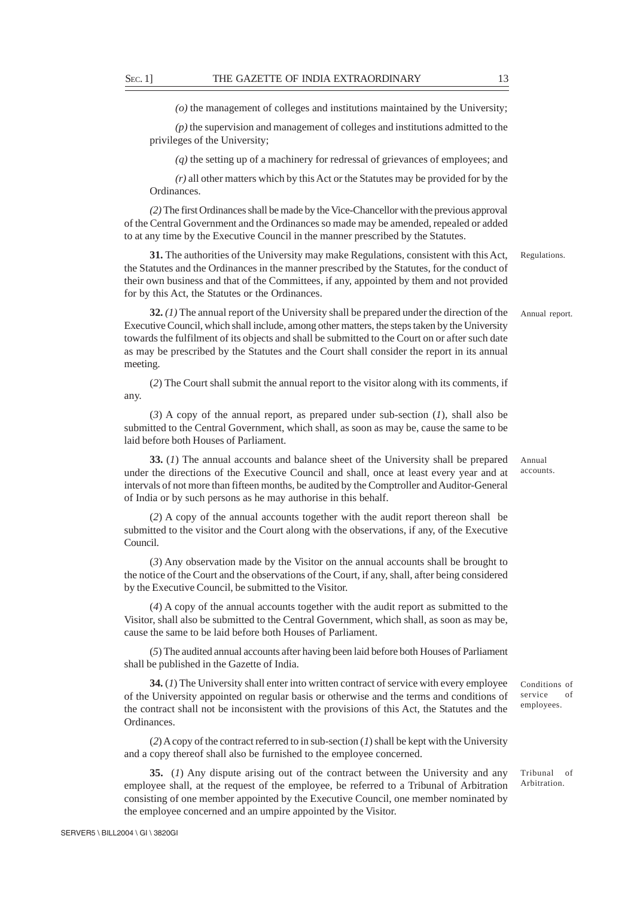*(o)* the management of colleges and institutions maintained by the University;

*(p)* the supervision and management of colleges and institutions admitted to the privileges of the University;

*(q)* the setting up of a machinery for redressal of grievances of employees; and

*(r)* all other matters which by this Act or the Statutes may be provided for by the Ordinances.

*(2)* The first Ordinances shall be made by the Vice-Chancellor with the previous approval of the Central Government and the Ordinances so made may be amended, repealed or added to at any time by the Executive Council in the manner prescribed by the Statutes.

Regulations.

**31.** The authorities of the University may make Regulations, consistent with this Act, the Statutes and the Ordinances in the manner prescribed by the Statutes, for the conduct of their own business and that of the Committees, if any, appointed by them and not provided for by this Act, the Statutes or the Ordinances.

Annual report.

**32.** *(1)* The annual report of the University shall be prepared under the direction of the Executive Council, which shall include, among other matters, the steps taken by the University towards the fulfilment of its objects and shall be submitted to the Court on or after such date as may be prescribed by the Statutes and the Court shall consider the report in its annual meeting.

(*2*) The Court shall submit the annual report to the visitor along with its comments, if any.

(*3*) A copy of the annual report, as prepared under sub-section (*1*), shall also be submitted to the Central Government, which shall, as soon as may be, cause the same to be laid before both Houses of Parliament.

Annual accounts.

**33.** (*1*) The annual accounts and balance sheet of the University shall be prepared under the directions of the Executive Council and shall, once at least every year and at intervals of not more than fifteen months, be audited by the Comptroller and Auditor-General of India or by such persons as he may authorise in this behalf.

(*2*) A copy of the annual accounts together with the audit report thereon shall be submitted to the visitor and the Court along with the observations, if any, of the Executive Council.

(*3*) Any observation made by the Visitor on the annual accounts shall be brought to the notice of the Court and the observations of the Court, if any, shall, after being considered by the Executive Council, be submitted to the Visitor.

(*4*) A copy of the annual accounts together with the audit report as submitted to the Visitor, shall also be submitted to the Central Government, which shall, as soon as may be, cause the same to be laid before both Houses of Parliament.

(*5*) The audited annual accounts after having been laid before both Houses of Parliament shall be published in the Gazette of India.

Conditions of service of employees.

**34.** (*1*) The University shall enter into written contract of service with every employee of the University appointed on regular basis or otherwise and the terms and conditions of the contract shall not be inconsistent with the provisions of this Act, the Statutes and the Ordinances.

(*2*) A copy of the contract referred to in sub-section (*1*) shall be kept with the University and a copy thereof shall also be furnished to the employee concerned.

Tribunal of Arbitration.

**35.** (*1*) Any dispute arising out of the contract between the University and any employee shall, at the request of the employee, be referred to a Tribunal of Arbitration consisting of one member appointed by the Executive Council, one member nominated by the employee concerned and an umpire appointed by the Visitor.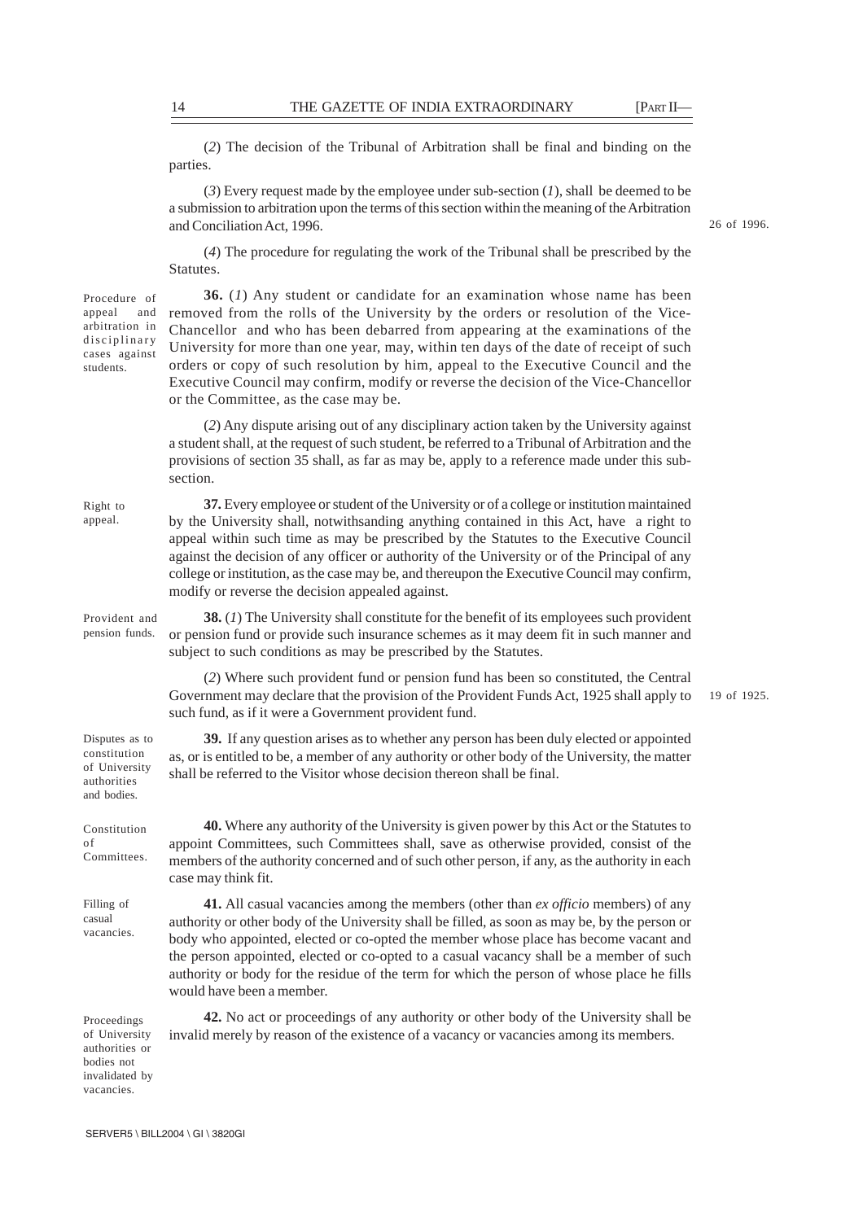(*2*) The decision of the Tribunal of Arbitration shall be final and binding on the parties.

(*3*) Every request made by the employee under sub-section (*1*), shall be deemed to be a submission to arbitration upon the terms of this section within the meaning of the Arbitration and Conciliation Act, 1996. 26 of 1996.

(*4*) The procedure for regulating the work of the Tribunal shall be prescribed by the Statutes.

Procedure of appeal and arbitration in disciplinary cases against students.

**36.** (*1*) Any student or candidate for an examination whose name has been removed from the rolls of the University by the orders or resolution of the Vice-Chancellor and who has been debarred from appearing at the examinations of the University for more than one year, may, within ten days of the date of receipt of such orders or copy of such resolution by him, appeal to the Executive Council and the Executive Council may confirm, modify or reverse the decision of the Vice-Chancellor or the Committee, as the case may be.

(*2*) Any dispute arising out of any disciplinary action taken by the University against a student shall, at the request of such student, be referred to a Tribunal of Arbitration and the provisions of section 35 shall, as far as may be, apply to a reference made under this sub-section.

Right to appeal.

**37.** Every employee or student of the University or of a college or institution maintained by the University shall, notwithsanding anything contained in this Act, have a right to appeal within such time as may be prescribed by the Statutes to the Executive Council against the decision of any officer or authority of the University or of the Principal of any college or institution, as the case may be, and thereupon the Executive Council may confirm, modify or reverse the decision appealed against.

Provident and pension funds.

**38.** (*1*) The University shall constitute for the benefit of its employees such provident or pension fund or provide such insurance schemes as it may deem fit in such manner and subject to such conditions as may be prescribed by the Statutes.

(*2*) Where such provident fund or pension fund has been so constituted, the Central Government may declare that the provision of the Provident Funds Act, 1925 shall apply to such fund, as if it were a Government provident fund. 19 of 1925.

Disputes as to constitution of University authorities and bodies.

**39.** If any question arises as to whether any person has been duly elected or appointed as, or is entitled to be, a member of any authority or other body of the University, the matter shall be referred to the Visitor whose decision thereon shall be final.

Constitution of Committees.

**40.** Where any authority of the University is given power by this Act or the Statutes to appoint Committees, such Committees shall, save as otherwise provided, consist of the members of the authority concerned and of such other person, if any, as the authority in each case may think fit.

Filling of casual vacancies.

**41.** All casual vacancies among the members (other than *ex officio* members) of any authority or other body of the University shall be filled, as soon as may be, by the person or body who appointed, elected or co-opted the member whose place has become vacant and the person appointed, elected or co-opted to a casual vacancy shall be a member of such authority or body for the residue of the term for which the person of whose place he fills would have been a member.

Proceedings of University authorities or bodies not invalidated by vacancies.

**42.** No act or proceedings of any authority or other body of the University shall be invalid merely by reason of the existence of a vacancy or vacancies among its members.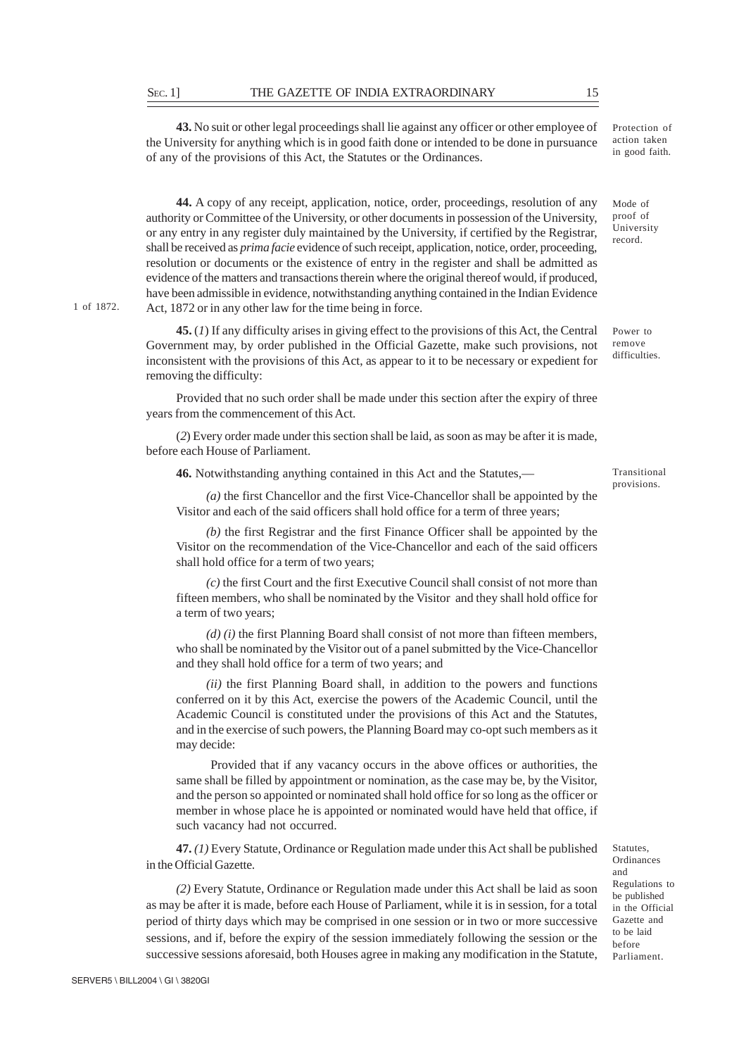Protection of action taken in good faith.

**43.** No suit or other legal proceedings shall lie against any officer or other employee of the University for anything which is in good faith done or intended to be done in pursuance of any of the provisions of this Act, the Statutes or the Ordinances.

Mode of proof of University record.

**44.** A copy of any receipt, application, notice, order, proceedings, resolution of any authority or Committee of the University, or other documents in possession of the University, or any entry in any register duly maintained by the University, if certified by the Registrar, shall be received as *prima facie* evidence of such receipt, application, notice, order, proceeding, resolution or documents or the existence of entry in the register and shall be admitted as evidence of the matters and transactions therein where the original thereof would, if produced, have been admissible in evidence, notwithstanding anything contained in the Indian Evidence Act, 1872 or in any other law for the time being in force.

1 of 1872.

Power to remove difficulties.

**45.** (*1*) If any difficulty arises in giving effect to the provisions of this Act, the Central Government may, by order published in the Official Gazette, make such provisions, not inconsistent with the provisions of this Act, as appear to it to be necessary or expedient for removing the difficulty:

Provided that no such order shall be made under this section after the expiry of three years from the commencement of this Act.

(*2*) Every order made under this section shall be laid, as soon as may be after it is made, before each House of Parliament.

Transitional provisions.

**46.** Notwithstanding anything contained in this Act and the Statutes,—

*(a)* the first Chancellor and the first Vice-Chancellor shall be appointed by the Visitor and each of the said officers shall hold office for a term of three years;

*(b)* the first Registrar and the first Finance Officer shall be appointed by the Visitor on the recommendation of the Vice-Chancellor and each of the said officers shall hold office for a term of two years;

*(c)* the first Court and the first Executive Council shall consist of not more than fifteen members, who shall be nominated by the Visitor and they shall hold office for a term of two years;

*(d) (i)* the first Planning Board shall consist of not more than fifteen members, who shall be nominated by the Visitor out of a panel submitted by the Vice-Chancellor and they shall hold office for a term of two years; and

*(ii)* the first Planning Board shall, in addition to the powers and functions conferred on it by this Act, exercise the powers of the Academic Council, until the Academic Council is constituted under the provisions of this Act and the Statutes, and in the exercise of such powers, the Planning Board may co-opt such members as it may decide:

Provided that if any vacancy occurs in the above offices or authorities, the same shall be filled by appointment or nomination, as the case may be, by the Visitor, and the person so appointed or nominated shall hold office for so long as the officer or member in whose place he is appointed or nominated would have held that office, if such vacancy had not occurred.

Statutes, Ordinances and Regulations to be published in the Official Gazette and to be laid before Parliament.

**47.** *(1)* Every Statute, Ordinance or Regulation made under this Act shall be published in the Official Gazette.

*(2)* Every Statute, Ordinance or Regulation made under this Act shall be laid as soon as may be after it is made, before each House of Parliament, while it is in session, for a total period of thirty days which may be comprised in one session or in two or more successive sessions, and if, before the expiry of the session immediately following the session or the successive sessions aforesaid, both Houses agree in making any modification in the Statute,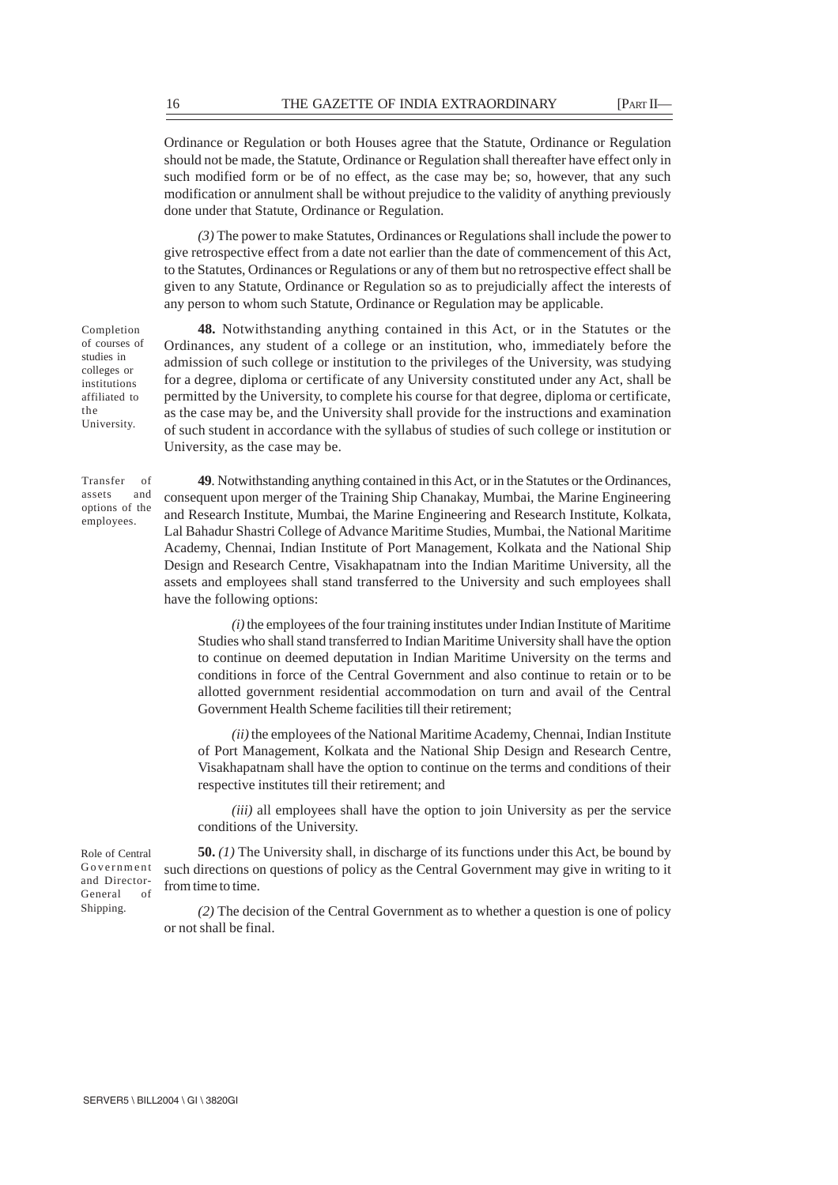Ordinance or Regulation or both Houses agree that the Statute, Ordinance or Regulation should not be made, the Statute, Ordinance or Regulation shall thereafter have effect only in such modified form or be of no effect, as the case may be; so, however, that any such modification or annulment shall be without prejudice to the validity of anything previously done under that Statute, Ordinance or Regulation.

*(3)* The power to make Statutes, Ordinances or Regulations shall include the power to give retrospective effect from a date not earlier than the date of commencement of this Act, to the Statutes, Ordinances or Regulations or any of them but no retrospective effect shall be given to any Statute, Ordinance or Regulation so as to prejudicially affect the interests of any person to whom such Statute, Ordinance or Regulation may be applicable.

Completion of courses of studies in colleges or institutions affiliated to the University.

**48.** Notwithstanding anything contained in this Act, or in the Statutes or the Ordinances, any student of a college or an institution, who, immediately before the admission of such college or institution to the privileges of the University, was studying for a degree, diploma or certificate of any University constituted under any Act, shall be permitted by the University, to complete his course for that degree, diploma or certificate, as the case may be, and the University shall provide for the instructions and examination of such student in accordance with the syllabus of studies of such college or institution or University, as the case may be.

Transfer of assets and options of the employees.

**49**. Notwithstanding anything contained in this Act, or in the Statutes or the Ordinances, consequent upon merger of the Training Ship Chanakay, Mumbai, the Marine Engineering and Research Institute, Mumbai, the Marine Engineering and Research Institute, Kolkata, Lal Bahadur Shastri College of Advance Maritime Studies, Mumbai, the National Maritime Academy, Chennai, Indian Institute of Port Management, Kolkata and the National Ship Design and Research Centre, Visakhapatnam into the Indian Maritime University, all the assets and employees shall stand transferred to the University and such employees shall have the following options:

*(i)* the employees of the four training institutes under Indian Institute of Maritime Studies who shall stand transferred to Indian Maritime University shall have the option to continue on deemed deputation in Indian Maritime University on the terms and conditions in force of the Central Government and also continue to retain or to be allotted government residential accommodation on turn and avail of the Central Government Health Scheme facilities till their retirement;

*(ii)* the employees of the National Maritime Academy, Chennai, Indian Institute of Port Management, Kolkata and the National Ship Design and Research Centre, Visakhapatnam shall have the option to continue on the terms and conditions of their respective institutes till their retirement; and

*(iii)* all employees shall have the option to join University as per the service conditions of the University.

Role of Central Government and Director-General of Shipping.

**50.** *(1)* The University shall, in discharge of its functions under this Act, be bound by such directions on questions of policy as the Central Government may give in writing to it from time to time.

*(2)* The decision of the Central Government as to whether a question is one of policy or not shall be final.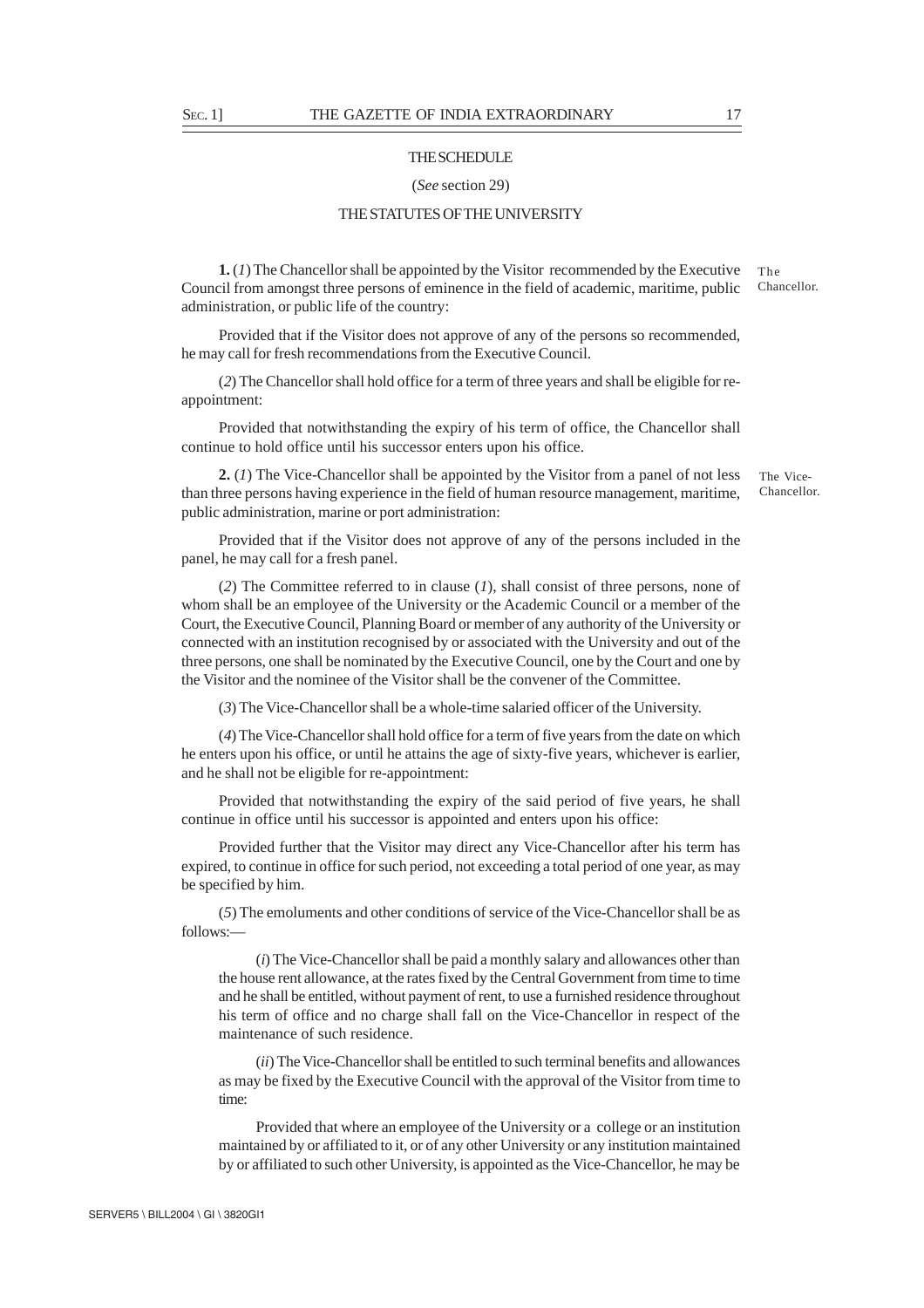## THE SCHEDULE

(*See* section 29)

## THE STATUTES OF THE UNIVERSITY

The Chancellor.

**1.** (*1*) The Chancellor shall be appointed by the Visitor recommended by the Executive Council from amongst three persons of eminence in the field of academic, maritime, public administration, or public life of the country:

Provided that if the Visitor does not approve of any of the persons so recommended, he may call for fresh recommendations from the Executive Council.

(*2*) The Chancellor shall hold office for a term of three years and shall be eligible for re-appointment:

Provided that notwithstanding the expiry of his term of office, the Chancellor shall continue to hold office until his successor enters upon his office.

The Vice-Chancellor.

**2.** (*1*) The Vice-Chancellor shall be appointed by the Visitor from a panel of not less than three persons having experience in the field of human resource management, maritime, public administration, marine or port administration:

Provided that if the Visitor does not approve of any of the persons included in the panel, he may call for a fresh panel.

(*2*) The Committee referred to in clause (*1*), shall consist of three persons, none of whom shall be an employee of the University or the Academic Council or a member of the Court, the Executive Council, Planning Board or member of any authority of the University or connected with an institution recognised by or associated with the University and out of the three persons, one shall be nominated by the Executive Council, one by the Court and one by the Visitor and the nominee of the Visitor shall be the convener of the Committee.

(*3*) The Vice-Chancellor shall be a whole-time salaried officer of the University.

(*4*) The Vice-Chancellor shall hold office for a term of five years from the date on which he enters upon his office, or until he attains the age of sixty-five years, whichever is earlier, and he shall not be eligible for re-appointment:

Provided that notwithstanding the expiry of the said period of five years, he shall continue in office until his successor is appointed and enters upon his office:

Provided further that the Visitor may direct any Vice-Chancellor after his term has expired, to continue in office for such period, not exceeding a total period of one year, as may be specified by him.

(*5*) The emoluments and other conditions of service of the Vice-Chancellor shall be as follows:—

(*i*) The Vice-Chancellor shall be paid a monthly salary and allowances other than the house rent allowance, at the rates fixed by the Central Government from time to time and he shall be entitled, without payment of rent, to use a furnished residence throughout his term of office and no charge shall fall on the Vice-Chancellor in respect of the maintenance of such residence.

(*ii*) The Vice-Chancellor shall be entitled to such terminal benefits and allowances as may be fixed by the Executive Council with the approval of the Visitor from time to time:

Provided that where an employee of the University or a college or an institution maintained by or affiliated to it, or of any other University or any institution maintained by or affiliated to such other University, is appointed as the Vice-Chancellor, he may be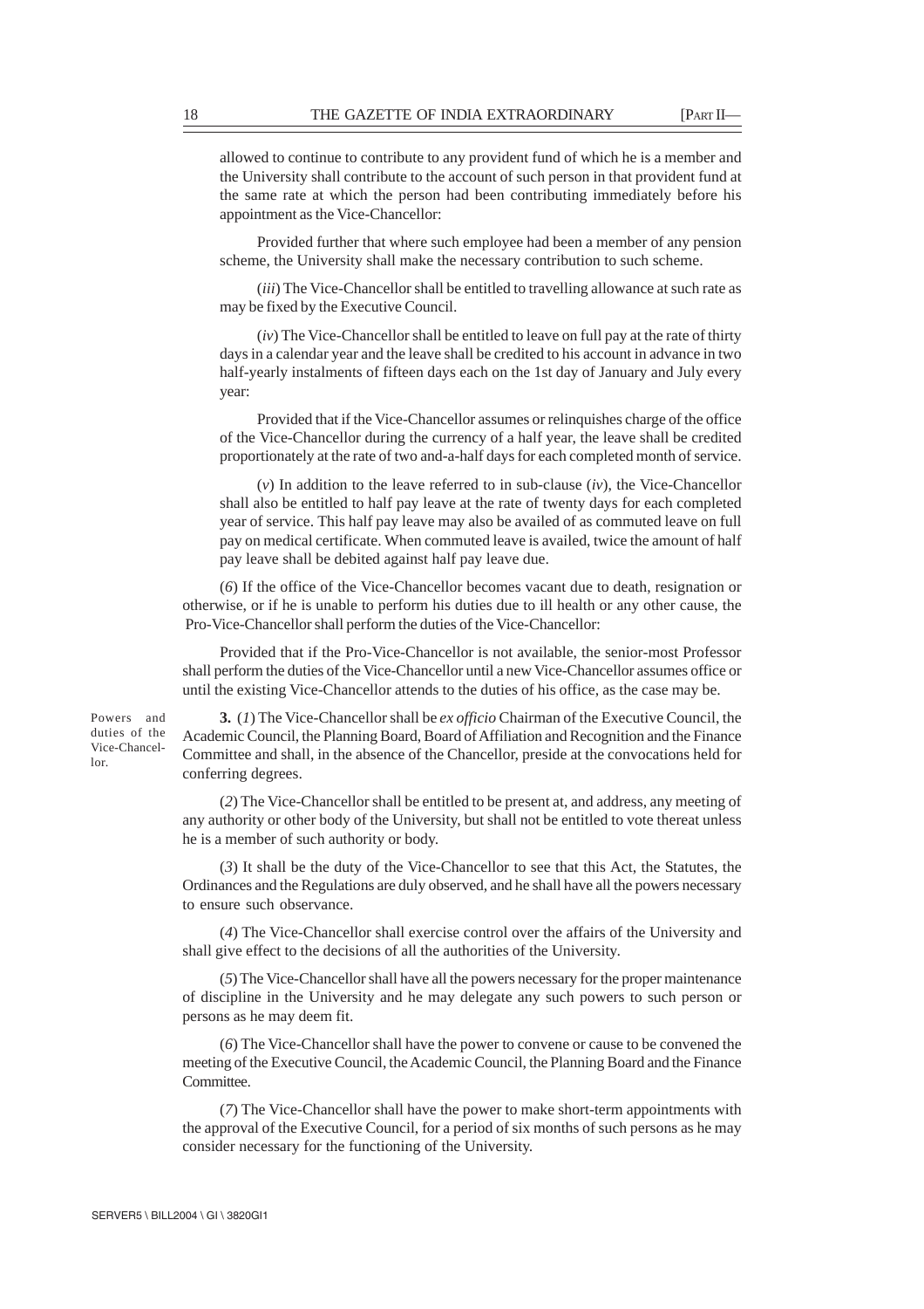allowed to continue to contribute to any provident fund of which he is a member and the University shall contribute to the account of such person in that provident fund at the same rate at which the person had been contributing immediately before his appointment as the Vice-Chancellor:

Provided further that where such employee had been a member of any pension scheme, the University shall make the necessary contribution to such scheme.

(*iii*) The Vice-Chancellor shall be entitled to travelling allowance at such rate as may be fixed by the Executive Council.

(*iv*) The Vice-Chancellor shall be entitled to leave on full pay at the rate of thirty days in a calendar year and the leave shall be credited to his account in advance in two half-yearly instalments of fifteen days each on the 1st day of January and July every year:

Provided that if the Vice-Chancellor assumes or relinquishes charge of the office of the Vice-Chancellor during the currency of a half year, the leave shall be credited proportionately at the rate of two and-a-half days for each completed month of service.

(*v*) In addition to the leave referred to in sub-clause (*iv*), the Vice-Chancellor shall also be entitled to half pay leave at the rate of twenty days for each completed year of service. This half pay leave may also be availed of as commuted leave on full pay on medical certificate. When commuted leave is availed, twice the amount of half pay leave shall be debited against half pay leave due.

(*6*) If the office of the Vice-Chancellor becomes vacant due to death, resignation or otherwise, or if he is unable to perform his duties due to ill health or any other cause, the Pro-Vice-Chancellor shall perform the duties of the Vice-Chancellor:

Provided that if the Pro-Vice-Chancellor is not available, the senior-most Professor shall perform the duties of the Vice-Chancellor until a new Vice-Chancellor assumes office or until the existing Vice-Chancellor attends to the duties of his office, as the case may be.

Powers and duties of the Vice-Chancellor.

**3.** (*1*) The Vice-Chancellor shall be *ex officio* Chairman of the Executive Council, the Academic Council, the Planning Board, Board of Affiliation and Recognition and the Finance Committee and shall, in the absence of the Chancellor, preside at the convocations held for conferring degrees.

(*2*) The Vice-Chancellor shall be entitled to be present at, and address, any meeting of any authority or other body of the University, but shall not be entitled to vote thereat unless he is a member of such authority or body.

(*3*) It shall be the duty of the Vice-Chancellor to see that this Act, the Statutes, the Ordinances and the Regulations are duly observed, and he shall have all the powers necessary to ensure such observance.

(*4*) The Vice-Chancellor shall exercise control over the affairs of the University and shall give effect to the decisions of all the authorities of the University.

(*5*) The Vice-Chancellor shall have all the powers necessary for the proper maintenance of discipline in the University and he may delegate any such powers to such person or persons as he may deem fit.

(*6*) The Vice-Chancellor shall have the power to convene or cause to be convened the meeting of the Executive Council, the Academic Council, the Planning Board and the Finance Committee.

(*7*) The Vice-Chancellor shall have the power to make short-term appointments with the approval of the Executive Council, for a period of six months of such persons as he may consider necessary for the functioning of the University.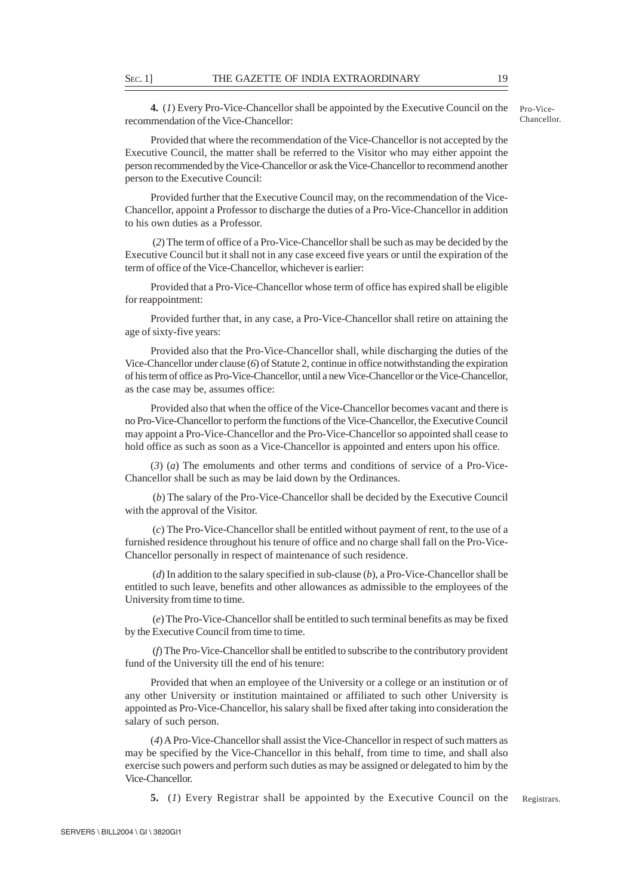**4.** (*1*) Every Pro-Vice-Chancellor shall be appointed by the Executive Council on the recommendation of the Vice-Chancellor: Pro-Vice-Chancellor.

Provided that where the recommendation of the Vice-Chancellor is not accepted by the Executive Council, the matter shall be referred to the Visitor who may either appoint the person recommended by the Vice-Chancellor or ask the Vice-Chancellor to recommend another person to the Executive Council:

Provided further that the Executive Council may, on the recommendation of the Vice-Chancellor, appoint a Professor to discharge the duties of a Pro-Vice-Chancellor in addition to his own duties as a Professor.

(*2*) The term of office of a Pro-Vice-Chancellor shall be such as may be decided by the Executive Council but it shall not in any case exceed five years or until the expiration of the term of office of the Vice-Chancellor, whichever is earlier:

Provided that a Pro-Vice-Chancellor whose term of office has expired shall be eligible for reappointment:

Provided further that, in any case, a Pro-Vice-Chancellor shall retire on attaining the age of sixty-five years:

Provided also that the Pro-Vice-Chancellor shall, while discharging the duties of the Vice-Chancellor under clause (*6*) of Statute 2, continue in office notwithstanding the expiration of his term of office as Pro-Vice-Chancellor, until a new Vice-Chancellor or the Vice-Chancellor, as the case may be, assumes office:

Provided also that when the office of the Vice-Chancellor becomes vacant and there is no Pro-Vice-Chancellor to perform the functions of the Vice-Chancellor, the Executive Council may appoint a Pro-Vice-Chancellor and the Pro-Vice-Chancellor so appointed shall cease to hold office as such as soon as a Vice-Chancellor is appointed and enters upon his office.

(*3*) (*a*) The emoluments and other terms and conditions of service of a Pro-Vice-Chancellor shall be such as may be laid down by the Ordinances.

(*b*) The salary of the Pro-Vice-Chancellor shall be decided by the Executive Council with the approval of the Visitor.

(*c*) The Pro-Vice-Chancellor shall be entitled without payment of rent, to the use of a furnished residence throughout his tenure of office and no charge shall fall on the Pro-Vice-Chancellor personally in respect of maintenance of such residence.

(*d*) In addition to the salary specified in sub-clause (*b*), a Pro-Vice-Chancellor shall be entitled to such leave, benefits and other allowances as admissible to the employees of the University from time to time.

(*e*) The Pro-Vice-Chancellor shall be entitled to such terminal benefits as may be fixed by the Executive Council from time to time.

(*f*) The Pro-Vice-Chancellor shall be entitled to subscribe to the contributory provident fund of the University till the end of his tenure:

Provided that when an employee of the University or a college or an institution or of any other University or institution maintained or affiliated to such other University is appointed as Pro-Vice-Chancellor, his salary shall be fixed after taking into consideration the salary of such person.

(*4*) A Pro-Vice-Chancellor shall assist the Vice-Chancellor in respect of such matters as may be specified by the Vice-Chancellor in this behalf, from time to time, and shall also exercise such powers and perform such duties as may be assigned or delegated to him by the Vice-Chancellor.

**5.** (*1*) Every Registrar shall be appointed by the Executive Council on the Registrars.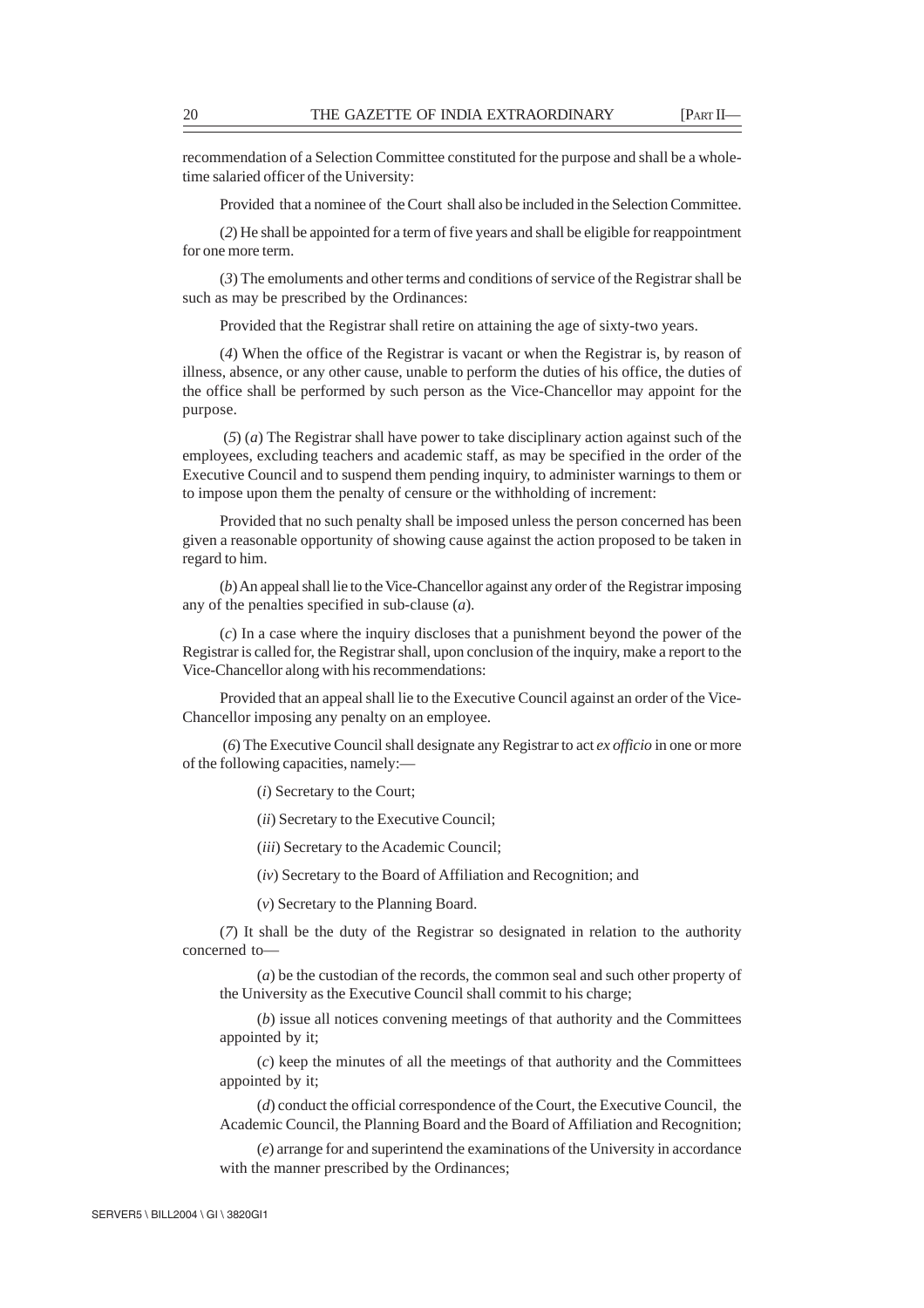recommendation of a Selection Committee constituted for the purpose and shall be a whole-time salaried officer of the University:

Provided that a nominee of the Court shall also be included in the Selection Committee.

(*2*) He shall be appointed for a term of five years and shall be eligible for reappointment for one more term.

(*3*) The emoluments and other terms and conditions of service of the Registrar shall be such as may be prescribed by the Ordinances:

Provided that the Registrar shall retire on attaining the age of sixty-two years.

(*4*) When the office of the Registrar is vacant or when the Registrar is, by reason of illness, absence, or any other cause, unable to perform the duties of his office, the duties of the office shall be performed by such person as the Vice-Chancellor may appoint for the purpose.

(*5*) (*a*) The Registrar shall have power to take disciplinary action against such of the employees, excluding teachers and academic staff, as may be specified in the order of the Executive Council and to suspend them pending inquiry, to administer warnings to them or to impose upon them the penalty of censure or the withholding of increment:

Provided that no such penalty shall be imposed unless the person concerned has been given a reasonable opportunity of showing cause against the action proposed to be taken in regard to him.

(*b*) An appeal shall lie to the Vice-Chancellor against any order of the Registrar imposing any of the penalties specified in sub-clause (*a*).

(*c*) In a case where the inquiry discloses that a punishment beyond the power of the Registrar is called for, the Registrar shall, upon conclusion of the inquiry, make a report to the Vice-Chancellor along with his recommendations:

Provided that an appeal shall lie to the Executive Council against an order of the Vice-Chancellor imposing any penalty on an employee.

(*6*) The Executive Council shall designate any Registrar to act *ex officio* in one or more of the following capacities, namely:—

(*i*) Secretary to the Court;

(*ii*) Secretary to the Executive Council;

(*iii*) Secretary to the Academic Council;

(*iv*) Secretary to the Board of Affiliation and Recognition; and

(*v*) Secretary to the Planning Board.

(*7*) It shall be the duty of the Registrar so designated in relation to the authority concerned to—

(*a*) be the custodian of the records, the common seal and such other property of the University as the Executive Council shall commit to his charge;

(*b*) issue all notices convening meetings of that authority and the Committees appointed by it;

(*c*) keep the minutes of all the meetings of that authority and the Committees appointed by it;

(*d*) conduct the official correspondence of the Court, the Executive Council, the Academic Council, the Planning Board and the Board of Affiliation and Recognition;

(*e*) arrange for and superintend the examinations of the University in accordance with the manner prescribed by the Ordinances;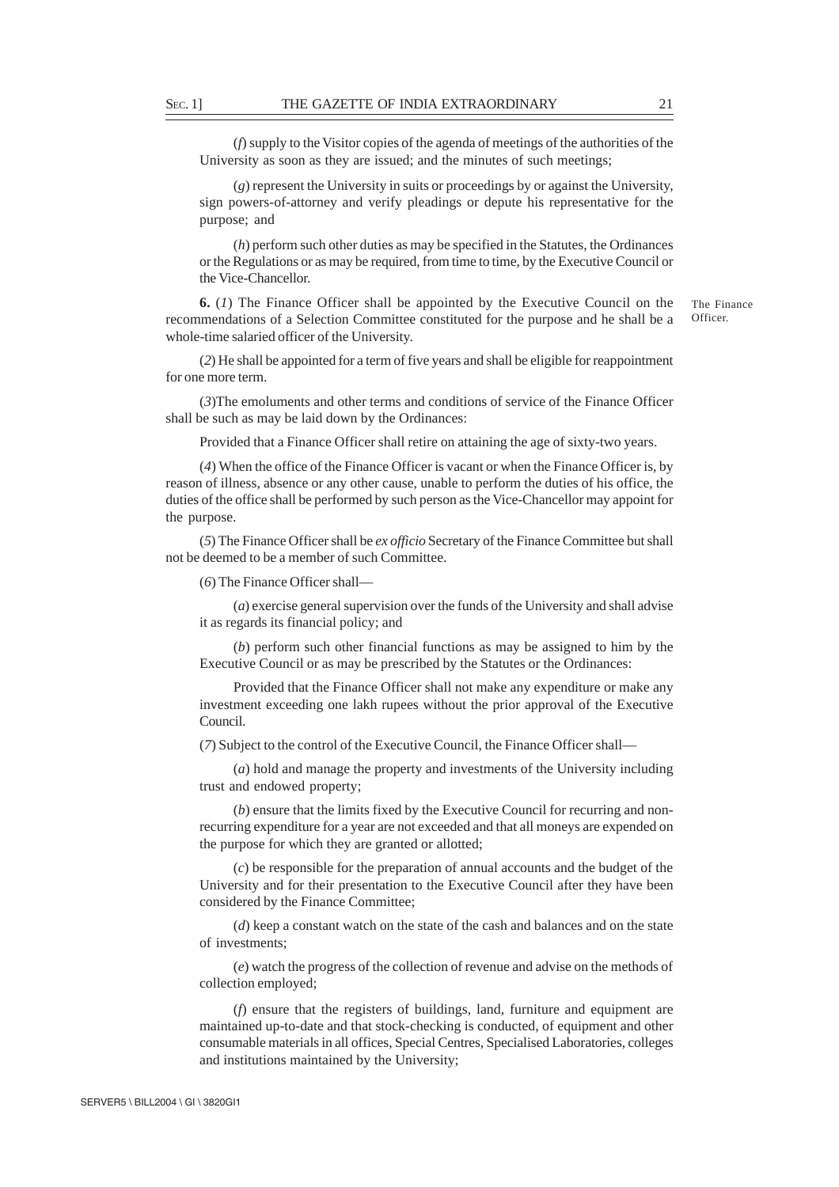(*f*) supply to the Visitor copies of the agenda of meetings of the authorities of the University as soon as they are issued; and the minutes of such meetings;

(*g*) represent the University in suits or proceedings by or against the University, sign powers-of-attorney and verify pleadings or depute his representative for the purpose; and

(*h*) perform such other duties as may be specified in the Statutes, the Ordinances or the Regulations or as may be required, from time to time, by the Executive Council or the Vice-Chancellor.

The Finance Officer.

**6.** (*1*) The Finance Officer shall be appointed by the Executive Council on the recommendations of a Selection Committee constituted for the purpose and he shall be a whole-time salaried officer of the University.

(*2*) He shall be appointed for a term of five years and shall be eligible for reappointment for one more term.

(*3*)The emoluments and other terms and conditions of service of the Finance Officer shall be such as may be laid down by the Ordinances:

Provided that a Finance Officer shall retire on attaining the age of sixty-two years.

(*4*) When the office of the Finance Officer is vacant or when the Finance Officer is, by reason of illness, absence or any other cause, unable to perform the duties of his office, the duties of the office shall be performed by such person as the Vice-Chancellor may appoint for the purpose.

(*5*) The Finance Officer shall be *ex officio* Secretary of the Finance Committee but shall not be deemed to be a member of such Committee.

(*6*) The Finance Officer shall—

(*a*) exercise general supervision over the funds of the University and shall advise it as regards its financial policy; and

(*b*) perform such other financial functions as may be assigned to him by the Executive Council or as may be prescribed by the Statutes or the Ordinances:

Provided that the Finance Officer shall not make any expenditure or make any investment exceeding one lakh rupees without the prior approval of the Executive Council.

(*7*) Subject to the control of the Executive Council, the Finance Officer shall—

(*a*) hold and manage the property and investments of the University including trust and endowed property;

(*b*) ensure that the limits fixed by the Executive Council for recurring and non-recurring expenditure for a year are not exceeded and that all moneys are expended on the purpose for which they are granted or allotted;

(*c*) be responsible for the preparation of annual accounts and the budget of the University and for their presentation to the Executive Council after they have been considered by the Finance Committee;

(*d*) keep a constant watch on the state of the cash and balances and on the state of investments;

(*e*) watch the progress of the collection of revenue and advise on the methods of collection employed;

(*f*) ensure that the registers of buildings, land, furniture and equipment are maintained up-to-date and that stock-checking is conducted, of equipment and other consumable materials in all offices, Special Centres, Specialised Laboratories, colleges and institutions maintained by the University;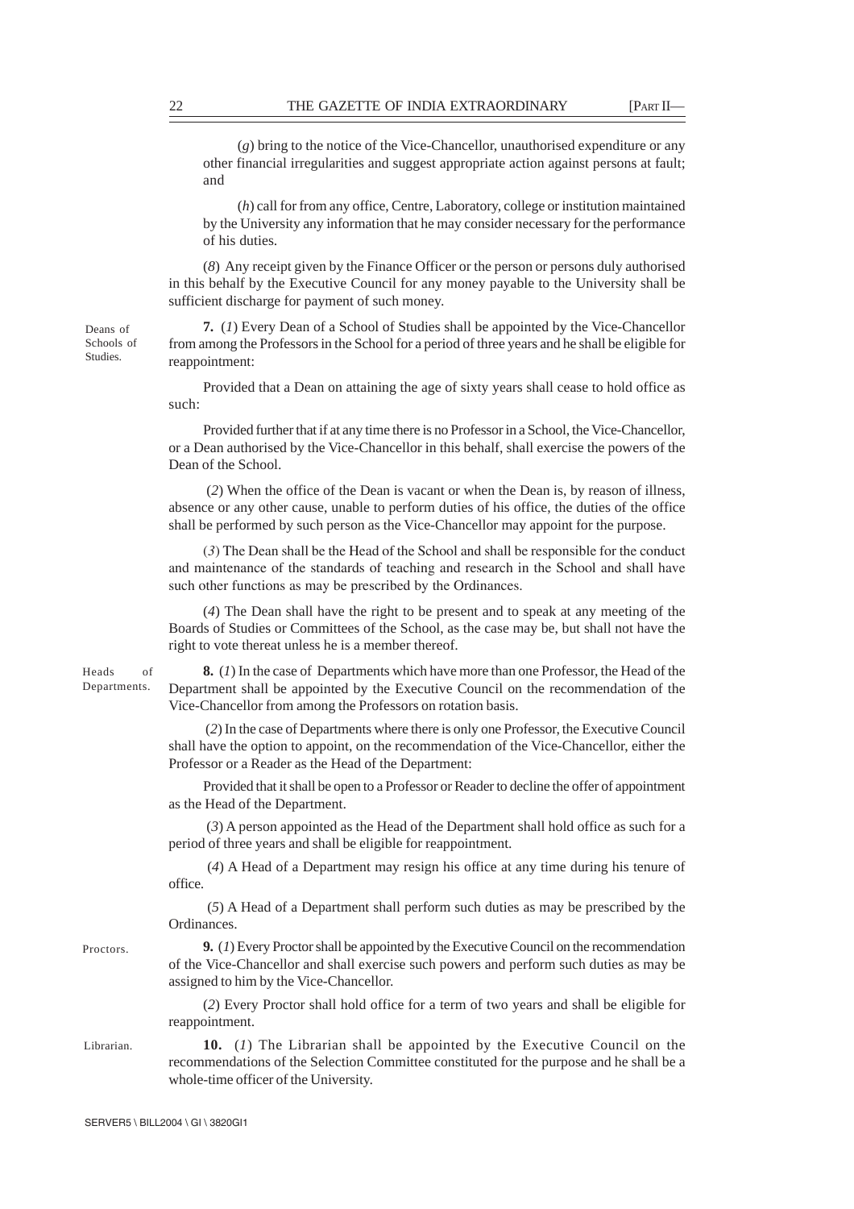(*g*) bring to the notice of the Vice-Chancellor, unauthorised expenditure or any other financial irregularities and suggest appropriate action against persons at fault; and

(*h*) call for from any office, Centre, Laboratory, college or institution maintained by the University any information that he may consider necessary for the performance of his duties.

(*8*) Any receipt given by the Finance Officer or the person or persons duly authorised in this behalf by the Executive Council for any money payable to the University shall be sufficient discharge for payment of such money.

Deans of Schools of Studies.

**7.** (*1*) Every Dean of a School of Studies shall be appointed by the Vice-Chancellor from among the Professors in the School for a period of three years and he shall be eligible for reappointment:

Provided that a Dean on attaining the age of sixty years shall cease to hold office as such:

Provided further that if at any time there is no Professor in a School, the Vice-Chancellor, or a Dean authorised by the Vice-Chancellor in this behalf, shall exercise the powers of the Dean of the School.

(*2*) When the office of the Dean is vacant or when the Dean is, by reason of illness, absence or any other cause, unable to perform duties of his office, the duties of the office shall be performed by such person as the Vice-Chancellor may appoint for the purpose.

(*3*) The Dean shall be the Head of the School and shall be responsible for the conduct and maintenance of the standards of teaching and research in the School and shall have such other functions as may be prescribed by the Ordinances.

(*4*) The Dean shall have the right to be present and to speak at any meeting of the Boards of Studies or Committees of the School, as the case may be, but shall not have the right to vote thereat unless he is a member thereof.

Heads of Departments.

**8.** (*1*) In the case of Departments which have more than one Professor, the Head of the Department shall be appointed by the Executive Council on the recommendation of the Vice-Chancellor from among the Professors on rotation basis.

(*2*) In the case of Departments where there is only one Professor, the Executive Council shall have the option to appoint, on the recommendation of the Vice-Chancellor, either the Professor or a Reader as the Head of the Department:

Provided that it shall be open to a Professor or Reader to decline the offer of appointment as the Head of the Department.

(*3*) A person appointed as the Head of the Department shall hold office as such for a period of three years and shall be eligible for reappointment.

(*4*) A Head of a Department may resign his office at any time during his tenure of office.

(*5*) A Head of a Department shall perform such duties as may be prescribed by the Ordinances.

Proctors.

**9.** (*1*) Every Proctor shall be appointed by the Executive Council on the recommendation of the Vice-Chancellor and shall exercise such powers and perform such duties as may be assigned to him by the Vice-Chancellor.

(*2*) Every Proctor shall hold office for a term of two years and shall be eligible for reappointment.

Librarian.

**10.** (*1*) The Librarian shall be appointed by the Executive Council on the recommendations of the Selection Committee constituted for the purpose and he shall be a whole-time officer of the University.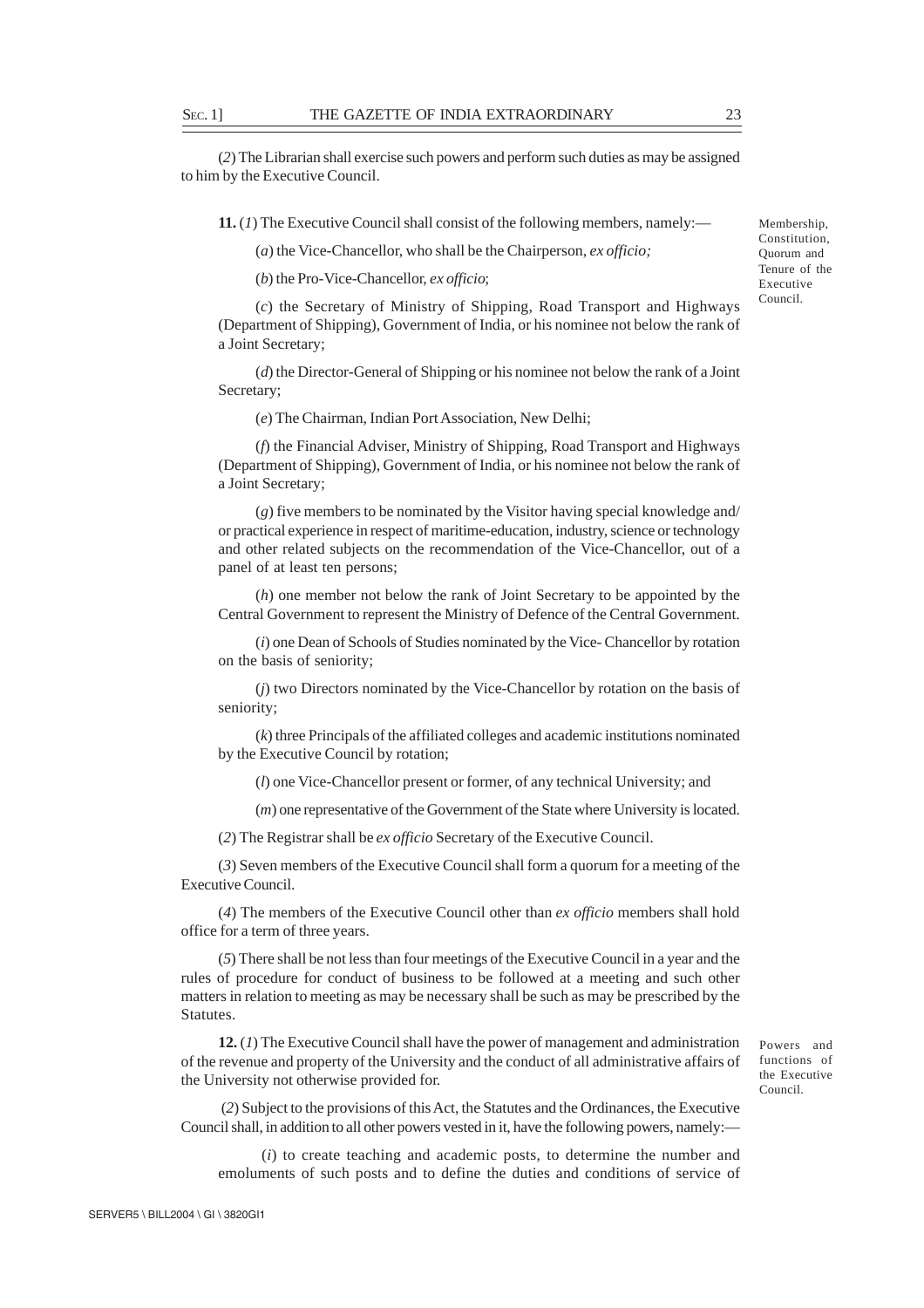(*2*) The Librarian shall exercise such powers and perform such duties as may be assigned to him by the Executive Council.

Membership, Constitution, Quorum and Tenure of the Executive Council.

**11.** (*1*) The Executive Council shall consist of the following members, namely:—

(*a*) the Vice-Chancellor, who shall be the Chairperson, *ex officio;*

(*b*) the Pro-Vice-Chancellor, *ex officio*;

(*c*) the Secretary of Ministry of Shipping, Road Transport and Highways (Department of Shipping), Government of India, or his nominee not below the rank of a Joint Secretary;

(*d*) the Director-General of Shipping or his nominee not below the rank of a Joint Secretary;

(*e*) The Chairman, Indian Port Association, New Delhi;

(*f*) the Financial Adviser, Ministry of Shipping, Road Transport and Highways (Department of Shipping), Government of India, or his nominee not below the rank of a Joint Secretary;

(*g*) five members to be nominated by the Visitor having special knowledge and/ or practical experience in respect of maritime-education, industry, science or technology and other related subjects on the recommendation of the Vice-Chancellor, out of a panel of at least ten persons;

(*h*) one member not below the rank of Joint Secretary to be appointed by the Central Government to represent the Ministry of Defence of the Central Government.

(*i*) one Dean of Schools of Studies nominated by the Vice- Chancellor by rotation on the basis of seniority;

(*j*) two Directors nominated by the Vice-Chancellor by rotation on the basis of seniority;

(*k*) three Principals of the affiliated colleges and academic institutions nominated by the Executive Council by rotation;

(*l*) one Vice-Chancellor present or former, of any technical University; and

(*m*) one representative of the Government of the State where University is located.

(*2*) The Registrar shall be *ex officio* Secretary of the Executive Council.

(*3*) Seven members of the Executive Council shall form a quorum for a meeting of the Executive Council.

(*4*) The members of the Executive Council other than *ex officio* members shall hold office for a term of three years.

(*5*) There shall be not less than four meetings of the Executive Council in a year and the rules of procedure for conduct of business to be followed at a meeting and such other matters in relation to meeting as may be necessary shall be such as may be prescribed by the Statutes.

Powers and functions of the Executive Council.

**12.** (*1*) The Executive Council shall have the power of management and administration of the revenue and property of the University and the conduct of all administrative affairs of the University not otherwise provided for.

(*2*) Subject to the provisions of this Act, the Statutes and the Ordinances, the Executive Council shall, in addition to all other powers vested in it, have the following powers, namely:—

(*i*) to create teaching and academic posts, to determine the number and emoluments of such posts and to define the duties and conditions of service of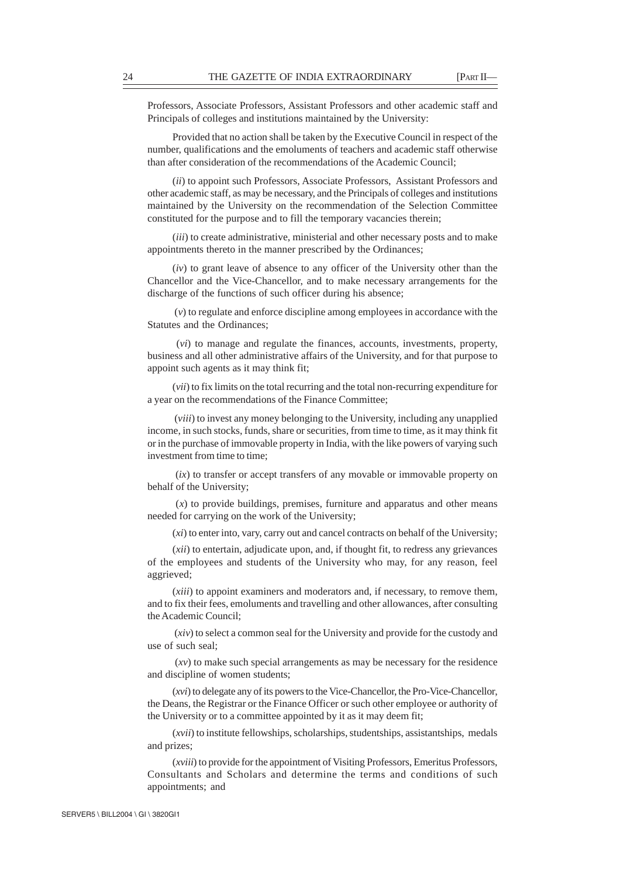Professors, Associate Professors, Assistant Professors and other academic staff and Principals of colleges and institutions maintained by the University:

Provided that no action shall be taken by the Executive Council in respect of the number, qualifications and the emoluments of teachers and academic staff otherwise than after consideration of the recommendations of the Academic Council;

(*ii*) to appoint such Professors, Associate Professors, Assistant Professors and other academic staff, as may be necessary, and the Principals of colleges and institutions maintained by the University on the recommendation of the Selection Committee constituted for the purpose and to fill the temporary vacancies therein;

(*iii*) to create administrative, ministerial and other necessary posts and to make appointments thereto in the manner prescribed by the Ordinances;

(*iv*) to grant leave of absence to any officer of the University other than the Chancellor and the Vice-Chancellor, and to make necessary arrangements for the discharge of the functions of such officer during his absence;

(*v*) to regulate and enforce discipline among employees in accordance with the Statutes and the Ordinances;

(*vi*) to manage and regulate the finances, accounts, investments, property, business and all other administrative affairs of the University, and for that purpose to appoint such agents as it may think fit;

(*vii*) to fix limits on the total recurring and the total non-recurring expenditure for a year on the recommendations of the Finance Committee;

(*viii*) to invest any money belonging to the University, including any unapplied income, in such stocks, funds, share or securities, from time to time, as it may think fit or in the purchase of immovable property in India, with the like powers of varying such investment from time to time;

(*ix*) to transfer or accept transfers of any movable or immovable property on behalf of the University;

(*x*) to provide buildings, premises, furniture and apparatus and other means needed for carrying on the work of the University;

(*xi*) to enter into, vary, carry out and cancel contracts on behalf of the University;

(*xii*) to entertain, adjudicate upon, and, if thought fit, to redress any grievances of the employees and students of the University who may, for any reason, feel aggrieved;

(*xiii*) to appoint examiners and moderators and, if necessary, to remove them, and to fix their fees, emoluments and travelling and other allowances, after consulting the Academic Council;

(*xiv*) to select a common seal for the University and provide for the custody and use of such seal;

(*xv*) to make such special arrangements as may be necessary for the residence and discipline of women students;

(*xvi*) to delegate any of its powers to the Vice-Chancellor, the Pro-Vice-Chancellor, the Deans, the Registrar or the Finance Officer or such other employee or authority of the University or to a committee appointed by it as it may deem fit;

(*xvii*) to institute fellowships, scholarships, studentships, assistantships, medals and prizes;

(*xviii*) to provide for the appointment of Visiting Professors, Emeritus Professors, Consultants and Scholars and determine the terms and conditions of such appointments; and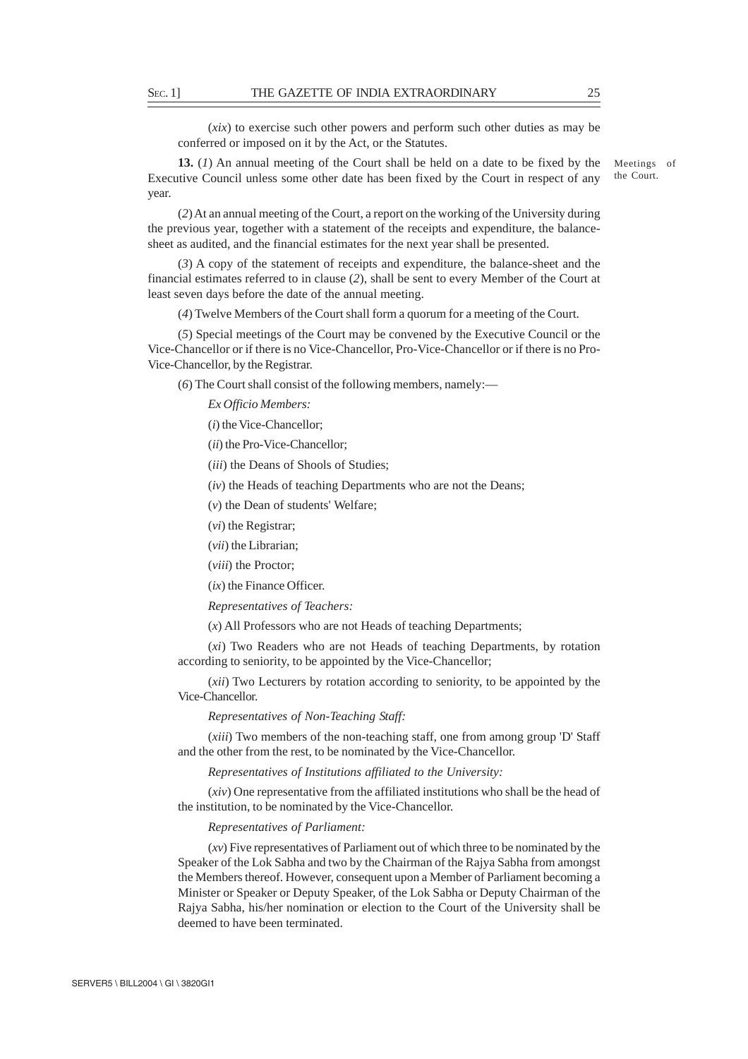(*xix*) to exercise such other powers and perform such other duties as may be conferred or imposed on it by the Act, or the Statutes.

Meetings of the Court.

**13.** (*1*) An annual meeting of the Court shall be held on a date to be fixed by the Executive Council unless some other date has been fixed by the Court in respect of any year.

(*2*) At an annual meeting of the Court, a report on the working of the University during the previous year, together with a statement of the receipts and expenditure, the balance-sheet as audited, and the financial estimates for the next year shall be presented.

(*3*) A copy of the statement of receipts and expenditure, the balance-sheet and the financial estimates referred to in clause (*2*), shall be sent to every Member of the Court at least seven days before the date of the annual meeting.

(*4*) Twelve Members of the Court shall form a quorum for a meeting of the Court.

(*5*) Special meetings of the Court may be convened by the Executive Council or the Vice-Chancellor or if there is no Vice-Chancellor, Pro-Vice-Chancellor or if there is no Pro-Vice-Chancellor, by the Registrar.

(*6*) The Court shall consist of the following members, namely:—

*Ex Officio Members:*

(*i*) the Vice-Chancellor;

(*ii*) the Pro-Vice-Chancellor;

(*iii*) the Deans of Shools of Studies;

(*iv*) the Heads of teaching Departments who are not the Deans;

(*v*) the Dean of students' Welfare;

(*vi*) the Registrar;

(*vii*) the Librarian;

(*viii*) the Proctor;

(*ix*) the Finance Officer.

*Representatives of Teachers:*

(*x*) All Professors who are not Heads of teaching Departments;

(*xi*) Two Readers who are not Heads of teaching Departments, by rotation according to seniority, to be appointed by the Vice-Chancellor;

(*xii*) Two Lecturers by rotation according to seniority, to be appointed by the Vice-Chancellor.

*Representatives of Non-Teaching Staff:*

(*xiii*) Two members of the non-teaching staff, one from among group 'D' Staff and the other from the rest, to be nominated by the Vice-Chancellor.

*Representatives of Institutions affiliated to the University:*

(*xiv*) One representative from the affiliated institutions who shall be the head of the institution, to be nominated by the Vice-Chancellor.

*Representatives of Parliament:*

(*xv*) Five representatives of Parliament out of which three to be nominated by the Speaker of the Lok Sabha and two by the Chairman of the Rajya Sabha from amongst the Members thereof. However, consequent upon a Member of Parliament becoming a Minister or Speaker or Deputy Speaker, of the Lok Sabha or Deputy Chairman of the Rajya Sabha, his/her nomination or election to the Court of the University shall be deemed to have been terminated.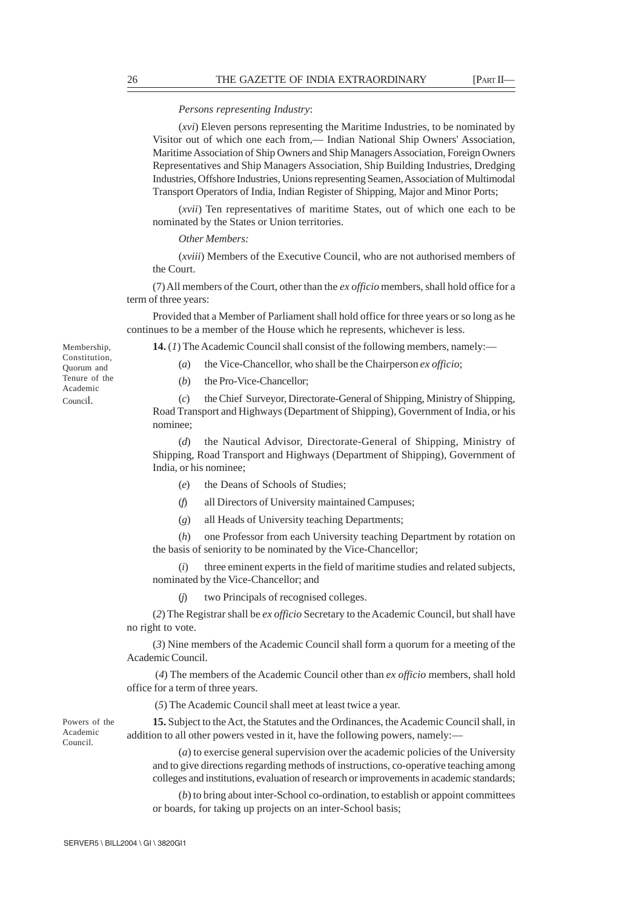*Persons representing Industry*:

(*xvi*) Eleven persons representing the Maritime Industries, to be nominated by Visitor out of which one each from,— Indian National Ship Owners' Association, Maritime Association of Ship Owners and Ship Managers Association, Foreign Owners Representatives and Ship Managers Association, Ship Building Industries, Dredging Industries, Offshore Industries, Unions representing Seamen, Association of Multimodal Transport Operators of India, Indian Register of Shipping, Major and Minor Ports;

(*xvii*) Ten representatives of maritime States, out of which one each to be nominated by the States or Union territories.

*Other Members:*

(*xviii*) Members of the Executive Council, who are not authorised members of the Court.

(7) All members of the Court, other than the *ex officio* members, shall hold office for a term of three years:

Provided that a Member of Parliament shall hold office for three years or so long as he continues to be a member of the House which he represents, whichever is less.

Membership, Constitution, Quorum and Tenure of the Academic Council.

**14.** (*1*) The Academic Council shall consist of the following members, namely:—

(*a*) the Vice-Chancellor, who shall be the Chairperson *ex officio*;

(*b*) the Pro-Vice-Chancellor;

(*c*) the Chief Surveyor, Directorate-General of Shipping, Ministry of Shipping, Road Transport and Highways (Department of Shipping), Government of India, or his nominee;

(*d*) the Nautical Advisor, Directorate-General of Shipping, Ministry of Shipping, Road Transport and Highways (Department of Shipping), Government of India, or his nominee;

(*e*) the Deans of Schools of Studies;

(*f*) all Directors of University maintained Campuses;

(*g*) all Heads of University teaching Departments;

(*h*) one Professor from each University teaching Department by rotation on the basis of seniority to be nominated by the Vice-Chancellor;

(*i*) three eminent experts in the field of maritime studies and related subjects, nominated by the Vice-Chancellor; and

(*j*) two Principals of recognised colleges.

(*2*) The Registrar shall be *ex officio* Secretary to the Academic Council, but shall have no right to vote.

(*3*) Nine members of the Academic Council shall form a quorum for a meeting of the Academic Council.

(*4*) The members of the Academic Council other than *ex officio* members, shall hold office for a term of three years.

(*5*) The Academic Council shall meet at least twice a year.

Powers of the Academic Council.

**15.** Subject to the Act, the Statutes and the Ordinances, the Academic Council shall, in addition to all other powers vested in it, have the following powers, namely:—

(*a*) to exercise general supervision over the academic policies of the University and to give directions regarding methods of instructions, co-operative teaching among colleges and institutions, evaluation of research or improvements in academic standards;

(*b*) to bring about inter-School co-ordination, to establish or appoint committees or boards, for taking up projects on an inter-School basis;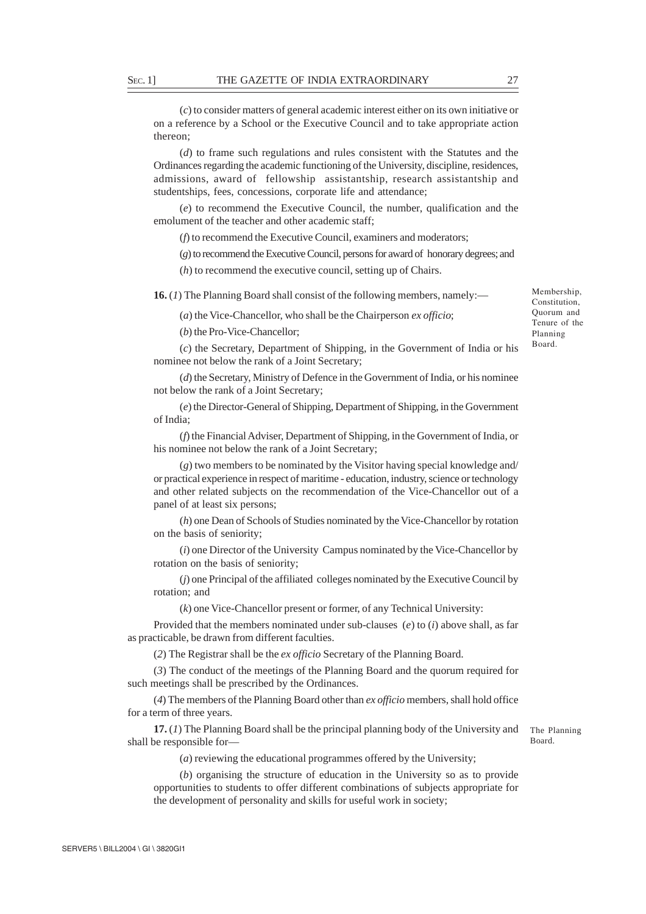(*c*) to consider matters of general academic interest either on its own initiative or on a reference by a School or the Executive Council and to take appropriate action thereon;

(*d*) to frame such regulations and rules consistent with the Statutes and the Ordinances regarding the academic functioning of the University, discipline, residences, admissions, award of fellowship assistantship, research assistantship and studentships, fees, concessions, corporate life and attendance;

(*e*) to recommend the Executive Council, the number, qualification and the emolument of the teacher and other academic staff;

(*f*) to recommend the Executive Council, examiners and moderators;

(*g*) to recommend the Executive Council, persons for award of honorary degrees; and

(*h*) to recommend the executive council, setting up of Chairs.

Membership, Constitution, Quorum and Tenure of the Planning Board.

**16.** (*1*) The Planning Board shall consist of the following members, namely:—

(*a*) the Vice-Chancellor, who shall be the Chairperson *ex officio*;

(*b*) the Pro-Vice-Chancellor;

(*c*) the Secretary, Department of Shipping, in the Government of India or his nominee not below the rank of a Joint Secretary;

(*d*) the Secretary, Ministry of Defence in the Government of India, or his nominee not below the rank of a Joint Secretary;

(*e*) the Director-General of Shipping, Department of Shipping, in the Government of India;

(*f*) the Financial Adviser, Department of Shipping, in the Government of India, or his nominee not below the rank of a Joint Secretary;

(*g*) two members to be nominated by the Visitor having special knowledge and/ or practical experience in respect of maritime - education, industry, science or technology and other related subjects on the recommendation of the Vice-Chancellor out of a panel of at least six persons;

(*h*) one Dean of Schools of Studies nominated by the Vice-Chancellor by rotation on the basis of seniority;

(*i*) one Director of the University Campus nominated by the Vice-Chancellor by rotation on the basis of seniority;

(*j*) one Principal of the affiliated colleges nominated by the Executive Council by rotation; and

(*k*) one Vice-Chancellor present or former, of any Technical University:

Provided that the members nominated under sub-clauses (*e*) to (*i*) above shall, as far as practicable, be drawn from different faculties.

(*2*) The Registrar shall be the *ex officio* Secretary of the Planning Board.

(*3*) The conduct of the meetings of the Planning Board and the quorum required for such meetings shall be prescribed by the Ordinances.

(*4*) The members of the Planning Board other than *ex officio* members, shall hold office for a term of three years.

The Planning Board.

**17.** (*1*) The Planning Board shall be the principal planning body of the University and shall be responsible for—

(*a*) reviewing the educational programmes offered by the University;

(*b*) organising the structure of education in the University so as to provide opportunities to students to offer different combinations of subjects appropriate for the development of personality and skills for useful work in society;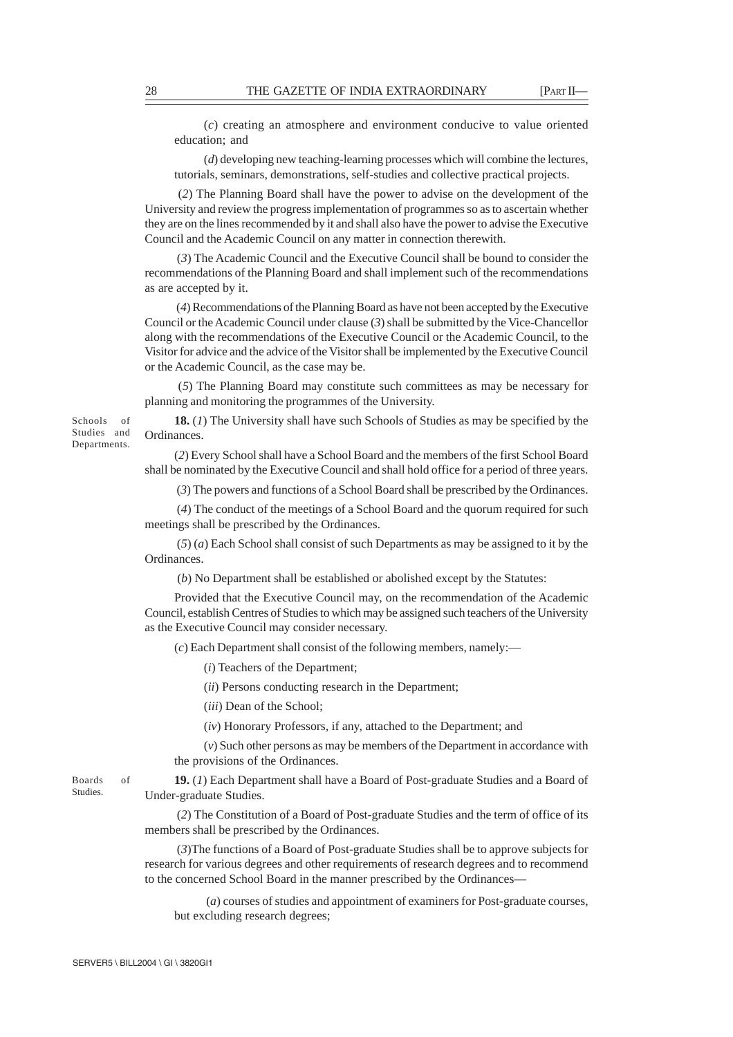(*c*) creating an atmosphere and environment conducive to value oriented education; and

(*d*) developing new teaching-learning processes which will combine the lectures, tutorials, seminars, demonstrations, self-studies and collective practical projects.

(*2*) The Planning Board shall have the power to advise on the development of the University and review the progress implementation of programmes so as to ascertain whether they are on the lines recommended by it and shall also have the power to advise the Executive Council and the Academic Council on any matter in connection therewith.

(*3*) The Academic Council and the Executive Council shall be bound to consider the recommendations of the Planning Board and shall implement such of the recommendations as are accepted by it.

(*4*) Recommendations of the Planning Board as have not been accepted by the Executive Council or the Academic Council under clause (*3*) shall be submitted by the Vice-Chancellor along with the recommendations of the Executive Council or the Academic Council, to the Visitor for advice and the advice of the Visitor shall be implemented by the Executive Council or the Academic Council, as the case may be.

(*5*) The Planning Board may constitute such committees as may be necessary for planning and monitoring the programmes of the University.

Schools of Studies and Departments.

**18.** (*1*) The University shall have such Schools of Studies as may be specified by the Ordinances.

(*2*) Every School shall have a School Board and the members of the first School Board shall be nominated by the Executive Council and shall hold office for a period of three years.

(*3*) The powers and functions of a School Board shall be prescribed by the Ordinances.

(*4*) The conduct of the meetings of a School Board and the quorum required for such meetings shall be prescribed by the Ordinances.

(*5*) (*a*) Each School shall consist of such Departments as may be assigned to it by the Ordinances.

(*b*) No Department shall be established or abolished except by the Statutes:

Provided that the Executive Council may, on the recommendation of the Academic Council, establish Centres of Studies to which may be assigned such teachers of the University as the Executive Council may consider necessary.

(*c*) Each Department shall consist of the following members, namely:—

(*i*) Teachers of the Department;

(*ii*) Persons conducting research in the Department;

(*iii*) Dean of the School;

(*iv*) Honorary Professors, if any, attached to the Department; and

(*v*) Such other persons as may be members of the Department in accordance with the provisions of the Ordinances.

Boards of Studies.

**19.** (*1*) Each Department shall have a Board of Post-graduate Studies and a Board of Under-graduate Studies.

(*2*) The Constitution of a Board of Post-graduate Studies and the term of office of its members shall be prescribed by the Ordinances.

(*3*)The functions of a Board of Post-graduate Studies shall be to approve subjects for research for various degrees and other requirements of research degrees and to recommend to the concerned School Board in the manner prescribed by the Ordinances—

(*a*) courses of studies and appointment of examiners for Post-graduate courses, but excluding research degrees;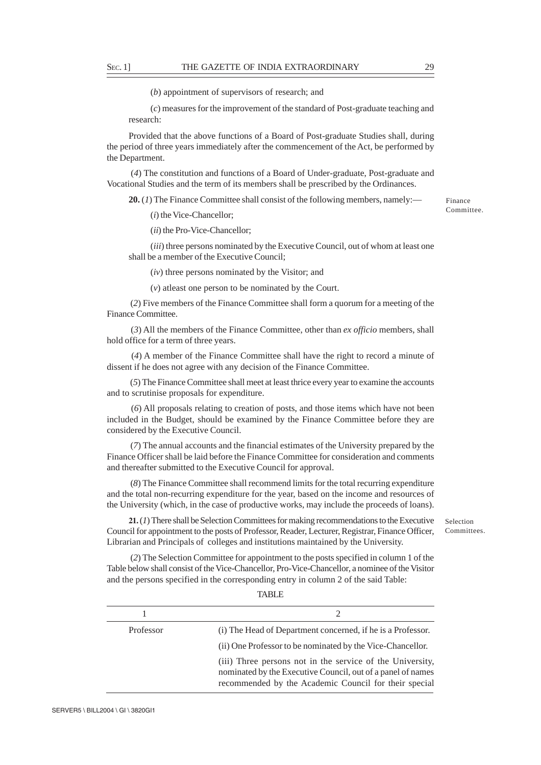(*b*) appointment of supervisors of research; and

(*c*) measures for the improvement of the standard of Post-graduate teaching and research:

Provided that the above functions of a Board of Post-graduate Studies shall, during the period of three years immediately after the commencement of the Act, be performed by the Department.

(*4*) The constitution and functions of a Board of Under-graduate, Post-graduate and Vocational Studies and the term of its members shall be prescribed by the Ordinances.

Finance Committee.

**20.** (*1*) The Finance Committee shall consist of the following members, namely:—

(*i*) the Vice-Chancellor;

(*ii*) the Pro-Vice-Chancellor;

(*iii*) three persons nominated by the Executive Council, out of whom at least one shall be a member of the Executive Council;

(*iv*) three persons nominated by the Visitor; and

(*v*) atleast one person to be nominated by the Court.

(*2*) Five members of the Finance Committee shall form a quorum for a meeting of the Finance Committee.

(*3*) All the members of the Finance Committee, other than *ex officio* members, shall hold office for a term of three years.

(*4*) A member of the Finance Committee shall have the right to record a minute of dissent if he does not agree with any decision of the Finance Committee.

(*5*) The Finance Committee shall meet at least thrice every year to examine the accounts and to scrutinise proposals for expenditure.

(*6*) All proposals relating to creation of posts, and those items which have not been included in the Budget, should be examined by the Finance Committee before they are considered by the Executive Council.

(*7*) The annual accounts and the financial estimates of the University prepared by the Finance Officer shall be laid before the Finance Committee for consideration and comments and thereafter submitted to the Executive Council for approval.

(*8*) The Finance Committee shall recommend limits for the total recurring expenditure and the total non-recurring expenditure for the year, based on the income and resources of the University (which, in the case of productive works, may include the proceeds of loans).

Selection Committees.

**21.** (*1*) There shall be Selection Committees for making recommendations to the Executive Council for appointment to the posts of Professor, Reader, Lecturer, Registrar, Finance Officer, Librarian and Principals of colleges and institutions maintained by the University.

(*2*) The Selection Committee for appointment to the posts specified in column 1 of the Table below shall consist of the Vice-Chancellor, Pro-Vice-Chancellor, a nominee of the Visitor and the persons specified in the corresponding entry in column 2 of the said Table:

TABLE

| 1 | 2 |
|---|---|
| Professor | (i) The Head of Department concerned, if he is a Professor. |
| | (ii) One Professor to be nominated by the Vice-Chancellor. |
| | (iii) Three persons not in the service of the University, nominated by the Executive Council, out of a panel of names recommended by the Academic Council for their special |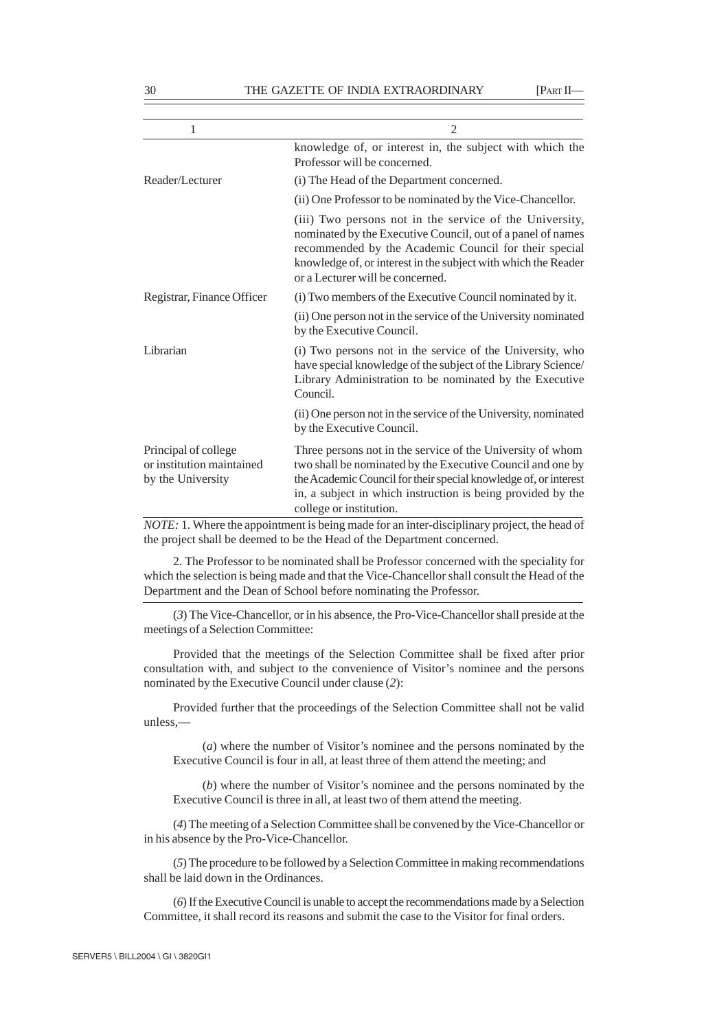| 1 | 2 |
|---|---|
| | knowledge of, or interest in, the subject with which the Professor will be concerned. |
| Reader/Lecturer | (i) The Head of the Department concerned. |
| | (ii) One Professor to be nominated by the Vice-Chancellor. |
| | (iii) Two persons not in the service of the University, nominated by the Executive Council, out of a panel of names recommended by the Academic Council for their special knowledge of, or interest in the subject with which the Reader or a Lecturer will be concerned. |
| Registrar, Finance Officer | (i) Two members of the Executive Council nominated by it. |
| | (ii) One person not in the service of the University nominated by the Executive Council. |
| Librarian | (i) Two persons not in the service of the University, who have special knowledge of the subject of the Library Science/ Library Administration to be nominated by the Executive Council. |
| | (ii) One person not in the service of the University, nominated by the Executive Council. |
| Principal of college or institution maintained by the University | Three persons not in the service of the University of whom two shall be nominated by the Executive Council and one by the Academic Council for their special knowledge of, or interest in, a subject in which instruction is being provided by the college or institution. |

*NOTE:* 1. Where the appointment is being made for an inter-disciplinary project, the head of the project shall be deemed to be the Head of the Department concerned.

2. The Professor to be nominated shall be Professor concerned with the speciality for which the selection is being made and that the Vice-Chancellor shall consult the Head of the Department and the Dean of School before nominating the Professor.

(*3*) The Vice-Chancellor, or in his absence, the Pro-Vice-Chancellor shall preside at the meetings of a Selection Committee:

Provided that the meetings of the Selection Committee shall be fixed after prior consultation with, and subject to the convenience of Visitor's nominee and the persons nominated by the Executive Council under clause (*2*):

Provided further that the proceedings of the Selection Committee shall not be valid unless,—

(*a*) where the number of Visitor's nominee and the persons nominated by the Executive Council is four in all, at least three of them attend the meeting; and

(*b*) where the number of Visitor's nominee and the persons nominated by the Executive Council is three in all, at least two of them attend the meeting.

(*4*) The meeting of a Selection Committee shall be convened by the Vice-Chancellor or in his absence by the Pro-Vice-Chancellor.

(*5*) The procedure to be followed by a Selection Committee in making recommendations shall be laid down in the Ordinances.

(*6*) If the Executive Council is unable to accept the recommendations made by a Selection Committee, it shall record its reasons and submit the case to the Visitor for final orders.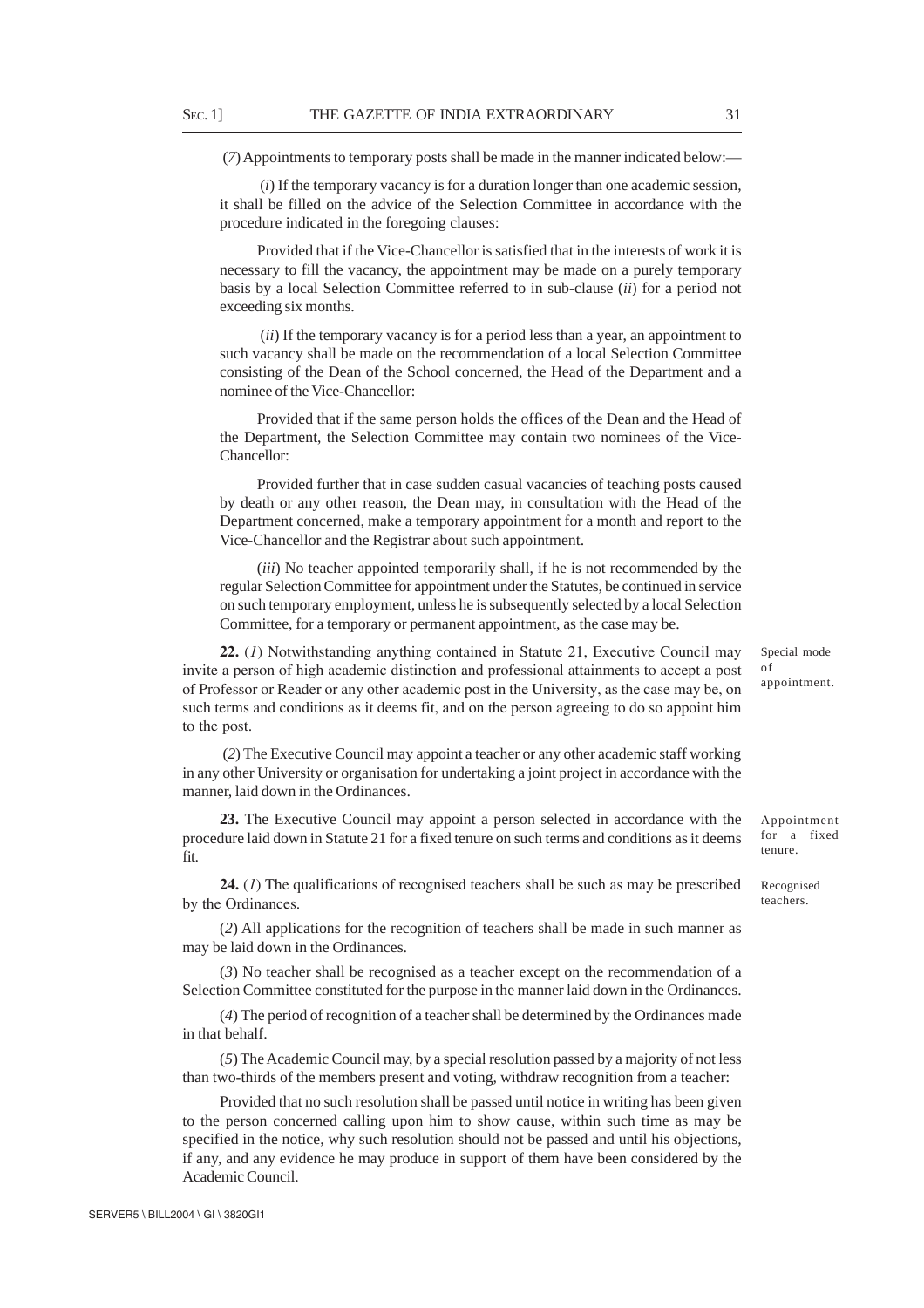(*7*) Appointments to temporary posts shall be made in the manner indicated below:—

(*i*) If the temporary vacancy is for a duration longer than one academic session, it shall be filled on the advice of the Selection Committee in accordance with the procedure indicated in the foregoing clauses:

Provided that if the Vice-Chancellor is satisfied that in the interests of work it is necessary to fill the vacancy, the appointment may be made on a purely temporary basis by a local Selection Committee referred to in sub-clause (*ii*) for a period not exceeding six months.

(*ii*) If the temporary vacancy is for a period less than a year, an appointment to such vacancy shall be made on the recommendation of a local Selection Committee consisting of the Dean of the School concerned, the Head of the Department and a nominee of the Vice-Chancellor:

Provided that if the same person holds the offices of the Dean and the Head of the Department, the Selection Committee may contain two nominees of the Vice-Chancellor:

Provided further that in case sudden casual vacancies of teaching posts caused by death or any other reason, the Dean may, in consultation with the Head of the Department concerned, make a temporary appointment for a month and report to the Vice-Chancellor and the Registrar about such appointment.

(*iii*) No teacher appointed temporarily shall, if he is not recommended by the regular Selection Committee for appointment under the Statutes, be continued in service on such temporary employment, unless he is subsequently selected by a local Selection Committee, for a temporary or permanent appointment, as the case may be.

Special mode of appointment.

**22.** (*1*) Notwithstanding anything contained in Statute 21, Executive Council may invite a person of high academic distinction and professional attainments to accept a post of Professor or Reader or any other academic post in the University, as the case may be, on such terms and conditions as it deems fit, and on the person agreeing to do so appoint him to the post.

(*2*) The Executive Council may appoint a teacher or any other academic staff working in any other University or organisation for undertaking a joint project in accordance with the manner, laid down in the Ordinances.

Appointment for a fixed tenure.

**23.** The Executive Council may appoint a person selected in accordance with the procedure laid down in Statute 21 for a fixed tenure on such terms and conditions as it deems fit.

Recognised teachers.

**24.** (*1*) The qualifications of recognised teachers shall be such as may be prescribed by the Ordinances.

(*2*) All applications for the recognition of teachers shall be made in such manner as may be laid down in the Ordinances.

(*3*) No teacher shall be recognised as a teacher except on the recommendation of a Selection Committee constituted for the purpose in the manner laid down in the Ordinances.

(*4*) The period of recognition of a teacher shall be determined by the Ordinances made in that behalf.

(*5*) The Academic Council may, by a special resolution passed by a majority of not less than two-thirds of the members present and voting, withdraw recognition from a teacher:

Provided that no such resolution shall be passed until notice in writing has been given to the person concerned calling upon him to show cause, within such time as may be specified in the notice, why such resolution should not be passed and until his objections, if any, and any evidence he may produce in support of them have been considered by the Academic Council.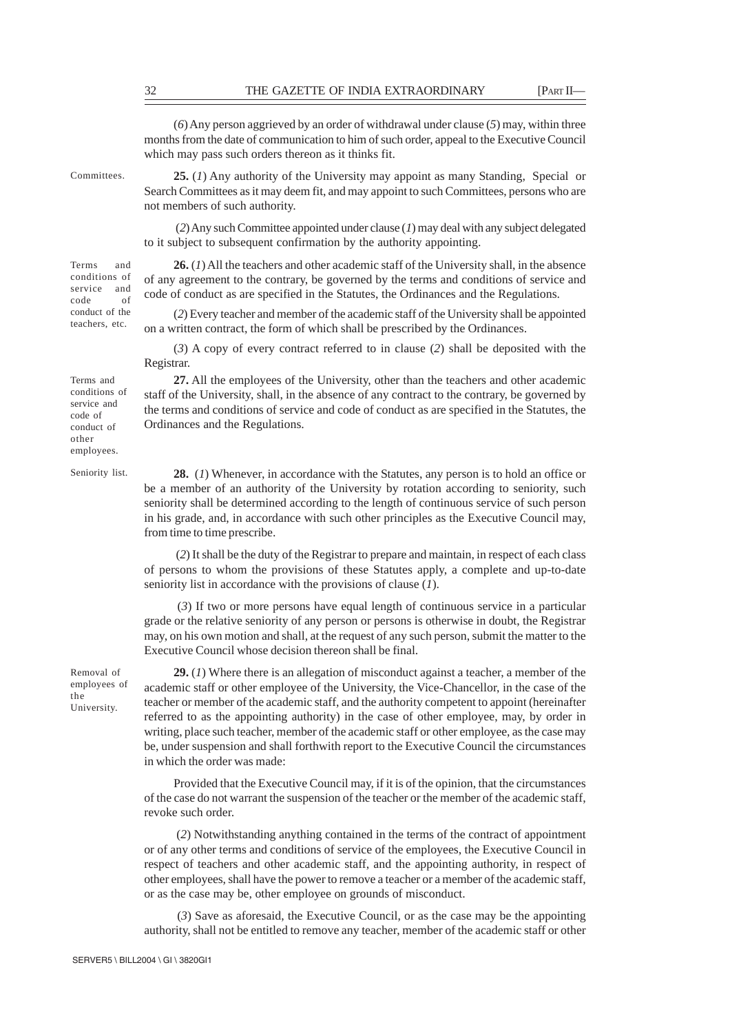(*6*) Any person aggrieved by an order of withdrawal under clause (*5*) may, within three months from the date of communication to him of such order, appeal to the Executive Council which may pass such orders thereon as it thinks fit.

Committees.

**25.** (*1*) Any authority of the University may appoint as many Standing, Special or Search Committees as it may deem fit, and may appoint to such Committees, persons who are not members of such authority.

(*2*) Any such Committee appointed under clause (*1*) may deal with any subject delegated to it subject to subsequent confirmation by the authority appointing.

Terms and conditions of service and code of conduct of the teachers, etc.

**26.** (*1*) All the teachers and other academic staff of the University shall, in the absence of any agreement to the contrary, be governed by the terms and conditions of service and code of conduct as are specified in the Statutes, the Ordinances and the Regulations.

(*2*) Every teacher and member of the academic staff of the University shall be appointed on a written contract, the form of which shall be prescribed by the Ordinances.

(*3*) A copy of every contract referred to in clause (*2*) shall be deposited with the Registrar.

Terms and conditions of service and code of conduct of other employees.

**27.** All the employees of the University, other than the teachers and other academic staff of the University, shall, in the absence of any contract to the contrary, be governed by the terms and conditions of service and code of conduct as are specified in the Statutes, the Ordinances and the Regulations.

Seniority list.

**28.** (*1*) Whenever, in accordance with the Statutes, any person is to hold an office or be a member of an authority of the University by rotation according to seniority, such seniority shall be determined according to the length of continuous service of such person in his grade, and, in accordance with such other principles as the Executive Council may, from time to time prescribe.

(*2*) It shall be the duty of the Registrar to prepare and maintain, in respect of each class of persons to whom the provisions of these Statutes apply, a complete and up-to-date seniority list in accordance with the provisions of clause (*1*).

(*3*) If two or more persons have equal length of continuous service in a particular grade or the relative seniority of any person or persons is otherwise in doubt, the Registrar may, on his own motion and shall, at the request of any such person, submit the matter to the Executive Council whose decision thereon shall be final.

Removal of employees of the University.

**29.** (*1*) Where there is an allegation of misconduct against a teacher, a member of the academic staff or other employee of the University, the Vice-Chancellor, in the case of the teacher or member of the academic staff, and the authority competent to appoint (hereinafter referred to as the appointing authority) in the case of other employee, may, by order in writing, place such teacher, member of the academic staff or other employee, as the case may be, under suspension and shall forthwith report to the Executive Council the circumstances in which the order was made:

Provided that the Executive Council may, if it is of the opinion, that the circumstances of the case do not warrant the suspension of the teacher or the member of the academic staff, revoke such order.

(*2*) Notwithstanding anything contained in the terms of the contract of appointment or of any other terms and conditions of service of the employees, the Executive Council in respect of teachers and other academic staff, and the appointing authority, in respect of other employees, shall have the power to remove a teacher or a member of the academic staff, or as the case may be, other employee on grounds of misconduct.

(*3*) Save as aforesaid, the Executive Council, or as the case may be the appointing authority, shall not be entitled to remove any teacher, member of the academic staff or other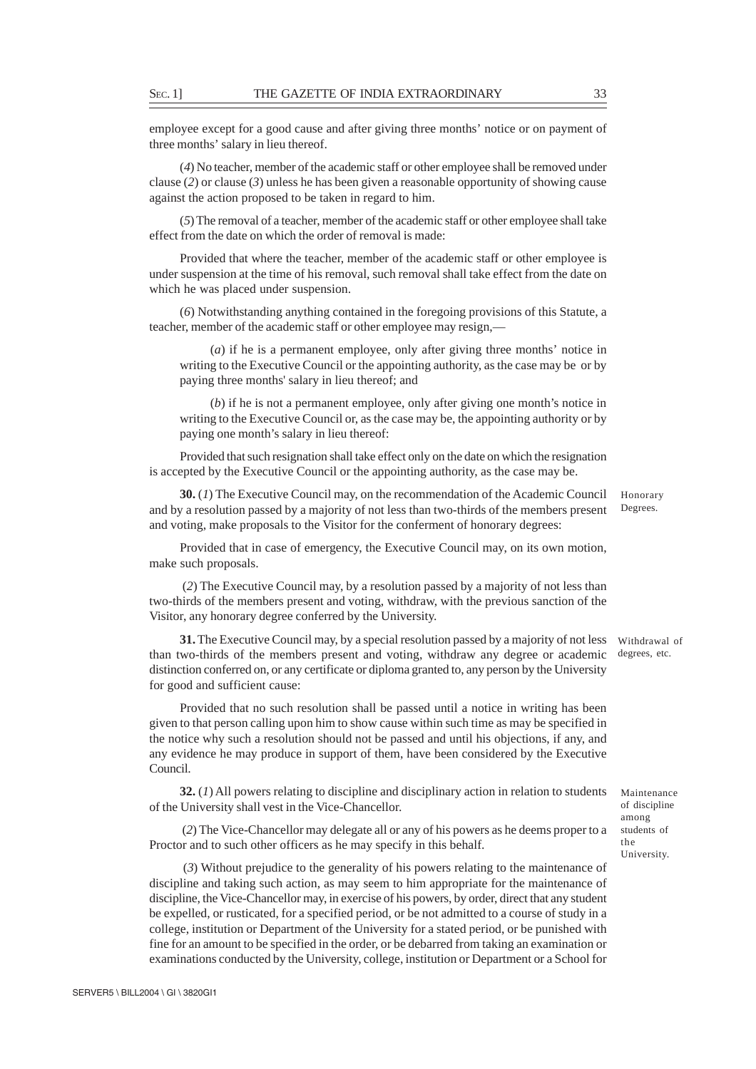employee except for a good cause and after giving three months' notice or on payment of three months' salary in lieu thereof.

(*4*) No teacher, member of the academic staff or other employee shall be removed under clause (*2*) or clause (*3*) unless he has been given a reasonable opportunity of showing cause against the action proposed to be taken in regard to him.

(*5*) The removal of a teacher, member of the academic staff or other employee shall take effect from the date on which the order of removal is made:

Provided that where the teacher, member of the academic staff or other employee is under suspension at the time of his removal, such removal shall take effect from the date on which he was placed under suspension.

(*6*) Notwithstanding anything contained in the foregoing provisions of this Statute, a teacher, member of the academic staff or other employee may resign,—

(*a*) if he is a permanent employee, only after giving three months' notice in writing to the Executive Council or the appointing authority, as the case may be or by paying three months' salary in lieu thereof; and

(*b*) if he is not a permanent employee, only after giving one month's notice in writing to the Executive Council or, as the case may be, the appointing authority or by paying one month's salary in lieu thereof:

Provided that such resignation shall take effect only on the date on which the resignation is accepted by the Executive Council or the appointing authority, as the case may be.

Honorary Degrees.

**30.** (*1*) The Executive Council may, on the recommendation of the Academic Council and by a resolution passed by a majority of not less than two-thirds of the members present and voting, make proposals to the Visitor for the conferment of honorary degrees:

Provided that in case of emergency, the Executive Council may, on its own motion, make such proposals.

(*2*) The Executive Council may, by a resolution passed by a majority of not less than two-thirds of the members present and voting, withdraw, with the previous sanction of the Visitor, any honorary degree conferred by the University.

Withdrawal of degrees, etc.

**31.** The Executive Council may, by a special resolution passed by a majority of not less than two-thirds of the members present and voting, withdraw any degree or academic distinction conferred on, or any certificate or diploma granted to, any person by the University for good and sufficient cause:

Provided that no such resolution shall be passed until a notice in writing has been given to that person calling upon him to show cause within such time as may be specified in the notice why such a resolution should not be passed and until his objections, if any, and any evidence he may produce in support of them, have been considered by the Executive Council.

Maintenance of discipline among students of the University.

**32.** (*1*) All powers relating to discipline and disciplinary action in relation to students of the University shall vest in the Vice-Chancellor.

(*2*) The Vice-Chancellor may delegate all or any of his powers as he deems proper to a Proctor and to such other officers as he may specify in this behalf.

(*3*) Without prejudice to the generality of his powers relating to the maintenance of discipline and taking such action, as may seem to him appropriate for the maintenance of discipline, the Vice-Chancellor may, in exercise of his powers, by order, direct that any student be expelled, or rusticated, for a specified period, or be not admitted to a course of study in a college, institution or Department of the University for a stated period, or be punished with fine for an amount to be specified in the order, or be debarred from taking an examination or examinations conducted by the University, college, institution or Department or a School for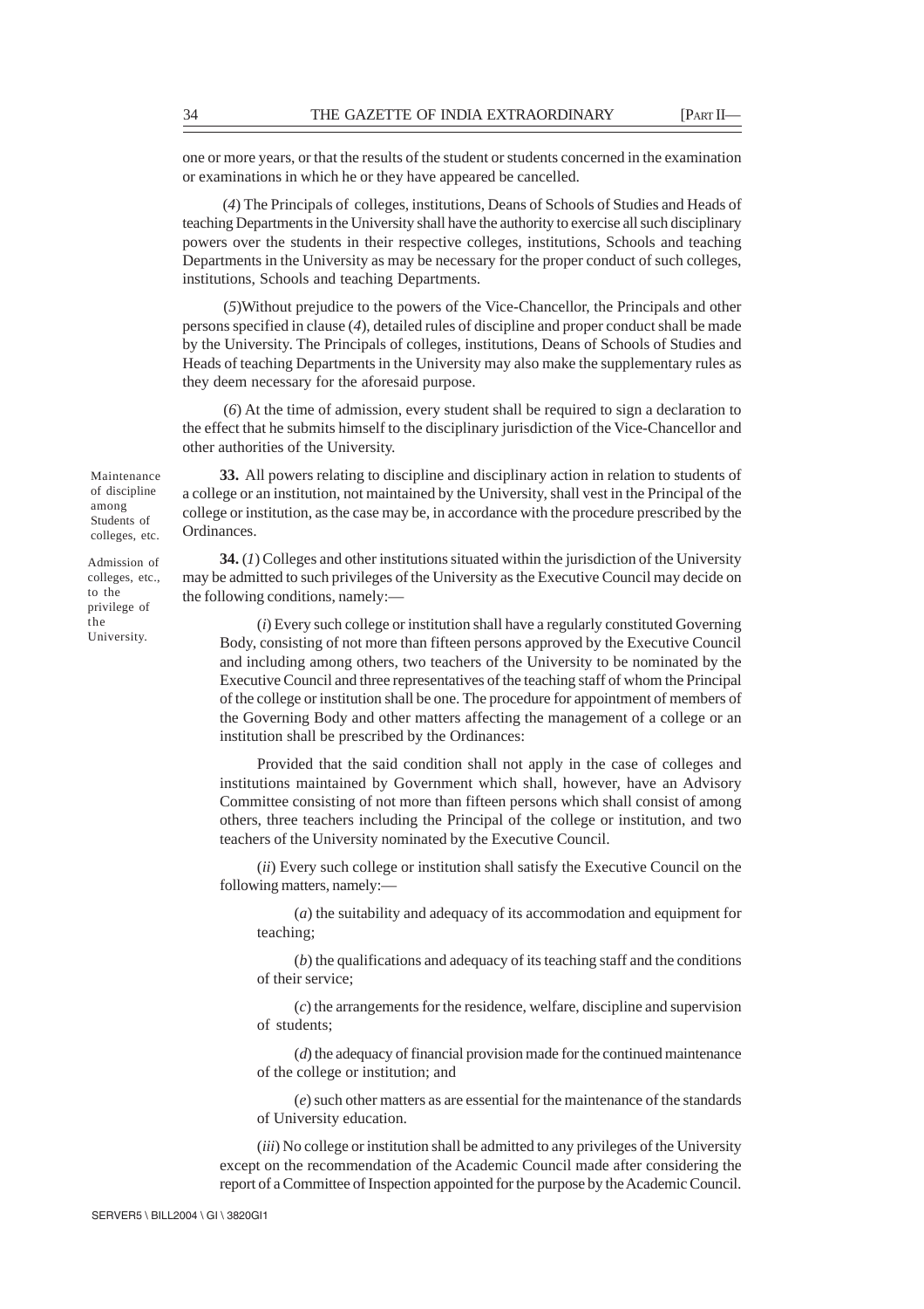one or more years, or that the results of the student or students concerned in the examination or examinations in which he or they have appeared be cancelled.

(*4*) The Principals of colleges, institutions, Deans of Schools of Studies and Heads of teaching Departments in the University shall have the authority to exercise all such disciplinary powers over the students in their respective colleges, institutions, Schools and teaching Departments in the University as may be necessary for the proper conduct of such colleges, institutions, Schools and teaching Departments.

(*5*)Without prejudice to the powers of the Vice-Chancellor, the Principals and other persons specified in clause (*4*), detailed rules of discipline and proper conduct shall be made by the University. The Principals of colleges, institutions, Deans of Schools of Studies and Heads of teaching Departments in the University may also make the supplementary rules as they deem necessary for the aforesaid purpose.

(*6*) At the time of admission, every student shall be required to sign a declaration to the effect that he submits himself to the disciplinary jurisdiction of the Vice-Chancellor and other authorities of the University.

Maintenance of discipline among Students of colleges, etc.

**33.** All powers relating to discipline and disciplinary action in relation to students of a college or an institution, not maintained by the University, shall vest in the Principal of the college or institution, as the case may be, in accordance with the procedure prescribed by the Ordinances.

Admission of colleges, etc., to the privilege of the University.

**34.** (*1*) Colleges and other institutions situated within the jurisdiction of the University may be admitted to such privileges of the University as the Executive Council may decide on the following conditions, namely:—

(*i*) Every such college or institution shall have a regularly constituted Governing Body, consisting of not more than fifteen persons approved by the Executive Council and including among others, two teachers of the University to be nominated by the Executive Council and three representatives of the teaching staff of whom the Principal of the college or institution shall be one. The procedure for appointment of members of the Governing Body and other matters affecting the management of a college or an institution shall be prescribed by the Ordinances:

Provided that the said condition shall not apply in the case of colleges and institutions maintained by Government which shall, however, have an Advisory Committee consisting of not more than fifteen persons which shall consist of among others, three teachers including the Principal of the college or institution, and two teachers of the University nominated by the Executive Council.

(*ii*) Every such college or institution shall satisfy the Executive Council on the following matters, namely:—

(*a*) the suitability and adequacy of its accommodation and equipment for teaching;

(*b*) the qualifications and adequacy of its teaching staff and the conditions of their service;

(*c*) the arrangements for the residence, welfare, discipline and supervision of students;

(*d*) the adequacy of financial provision made for the continued maintenance of the college or institution; and

(*e*) such other matters as are essential for the maintenance of the standards of University education.

(*iii*) No college or institution shall be admitted to any privileges of the University except on the recommendation of the Academic Council made after considering the report of a Committee of Inspection appointed for the purpose by the Academic Council.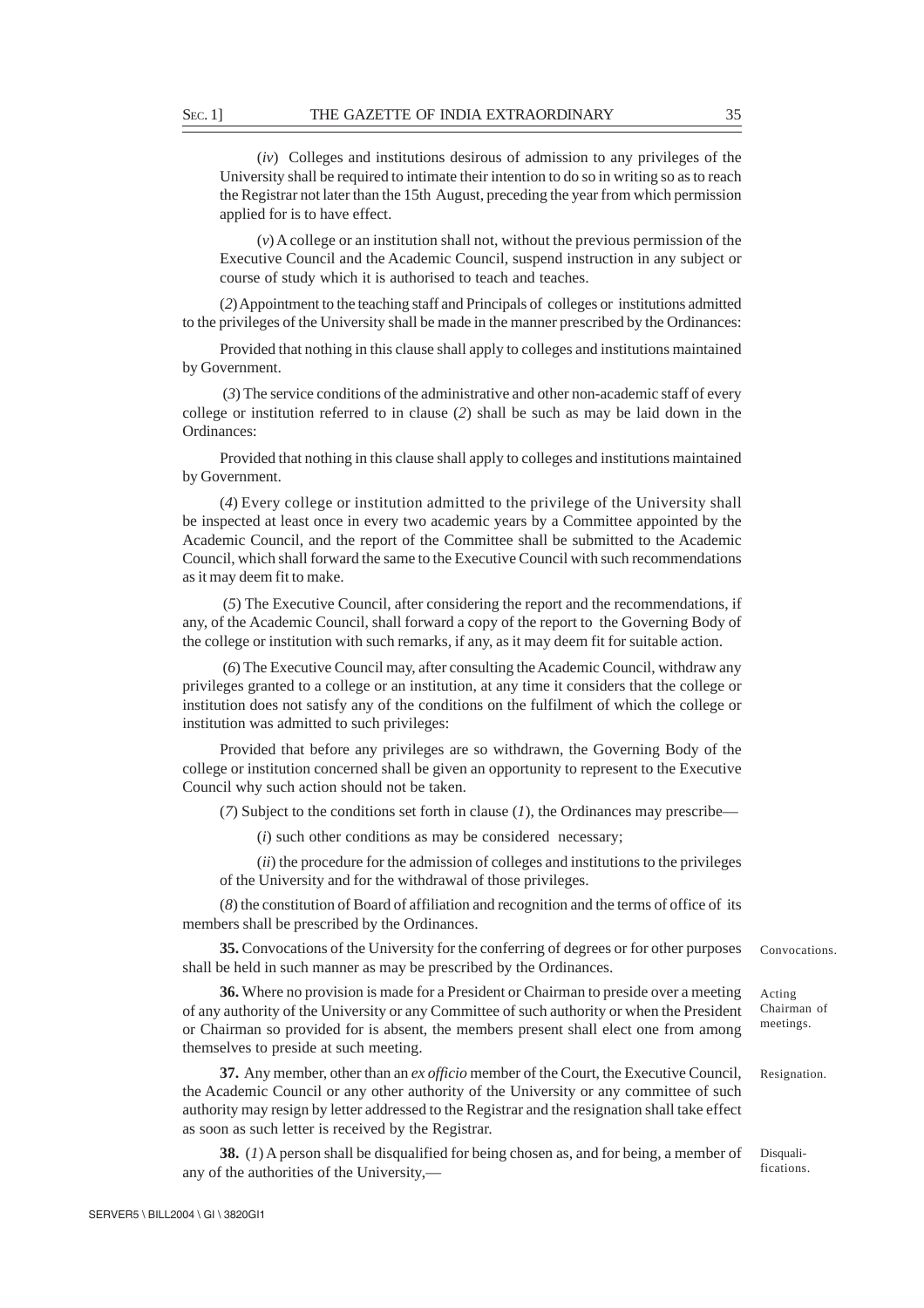(*iv*) Colleges and institutions desirous of admission to any privileges of the University shall be required to intimate their intention to do so in writing so as to reach the Registrar not later than the 15th August, preceding the year from which permission applied for is to have effect.

(*v*) A college or an institution shall not, without the previous permission of the Executive Council and the Academic Council, suspend instruction in any subject or course of study which it is authorised to teach and teaches.

(*2*) Appointment to the teaching staff and Principals of colleges or institutions admitted to the privileges of the University shall be made in the manner prescribed by the Ordinances:

Provided that nothing in this clause shall apply to colleges and institutions maintained by Government.

(*3*) The service conditions of the administrative and other non-academic staff of every college or institution referred to in clause (*2*) shall be such as may be laid down in the Ordinances:

Provided that nothing in this clause shall apply to colleges and institutions maintained by Government.

(*4*) Every college or institution admitted to the privilege of the University shall be inspected at least once in every two academic years by a Committee appointed by the Academic Council, and the report of the Committee shall be submitted to the Academic Council, which shall forward the same to the Executive Council with such recommendations as it may deem fit to make.

(*5*) The Executive Council, after considering the report and the recommendations, if any, of the Academic Council, shall forward a copy of the report to the Governing Body of the college or institution with such remarks, if any, as it may deem fit for suitable action.

(*6*) The Executive Council may, after consulting the Academic Council, withdraw any privileges granted to a college or an institution, at any time it considers that the college or institution does not satisfy any of the conditions on the fulfilment of which the college or institution was admitted to such privileges:

Provided that before any privileges are so withdrawn, the Governing Body of the college or institution concerned shall be given an opportunity to represent to the Executive Council why such action should not be taken.

(*7*) Subject to the conditions set forth in clause (*1*), the Ordinances may prescribe—

(*i*) such other conditions as may be considered necessary;

(*ii*) the procedure for the admission of colleges and institutions to the privileges of the University and for the withdrawal of those privileges.

(*8*) the constitution of Board of affiliation and recognition and the terms of office of its members shall be prescribed by the Ordinances.

Convocations.

**35.** Convocations of the University for the conferring of degrees or for other purposes shall be held in such manner as may be prescribed by the Ordinances.

Acting Chairman of meetings.

**36.** Where no provision is made for a President or Chairman to preside over a meeting of any authority of the University or any Committee of such authority or when the President or Chairman so provided for is absent, the members present shall elect one from among themselves to preside at such meeting.

Resignation.

**37.** Any member, other than an *ex officio* member of the Court, the Executive Council, the Academic Council or any other authority of the University or any committee of such authority may resign by letter addressed to the Registrar and the resignation shall take effect as soon as such letter is received by the Registrar.

Disqualifications.

**38.** (*1*) A person shall be disqualified for being chosen as, and for being, a member of any of the authorities of the University,—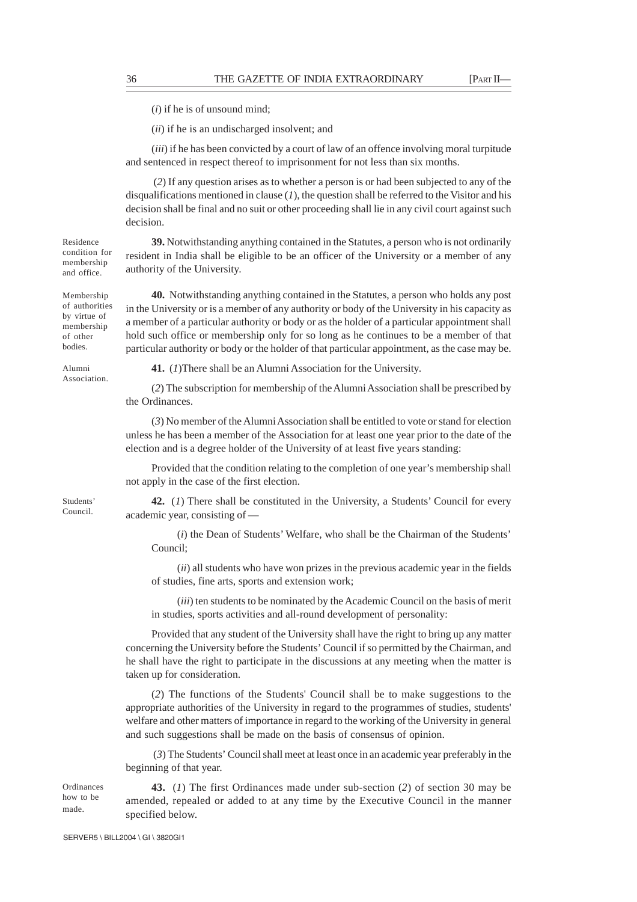(*i*) if he is of unsound mind;

(*ii*) if he is an undischarged insolvent; and

(*iii*) if he has been convicted by a court of law of an offence involving moral turpitude and sentenced in respect thereof to imprisonment for not less than six months.

(*2*) If any question arises as to whether a person is or had been subjected to any of the disqualifications mentioned in clause (*1*), the question shall be referred to the Visitor and his decision shall be final and no suit or other proceeding shall lie in any civil court against such decision.

Residence condition for membership and office.

**39.** Notwithstanding anything contained in the Statutes, a person who is not ordinarily resident in India shall be eligible to be an officer of the University or a member of any authority of the University.

Membership of authorities by virtue of membership of other bodies.

**40.** Notwithstanding anything contained in the Statutes, a person who holds any post in the University or is a member of any authority or body of the University in his capacity as a member of a particular authority or body or as the holder of a particular appointment shall hold such office or membership only for so long as he continues to be a member of that particular authority or body or the holder of that particular appointment, as the case may be.

Alumni Association.

**41.** (*1*)There shall be an Alumni Association for the University.

(*2*) The subscription for membership of the Alumni Association shall be prescribed by the Ordinances.

(*3*) No member of the Alumni Association shall be entitled to vote or stand for election unless he has been a member of the Association for at least one year prior to the date of the election and is a degree holder of the University of at least five years standing:

Provided that the condition relating to the completion of one year's membership shall not apply in the case of the first election.

Students' Council.

**42.** (*1*) There shall be constituted in the University, a Students' Council for every academic year, consisting of —

(*i*) the Dean of Students' Welfare, who shall be the Chairman of the Students' Council;

(*ii*) all students who have won prizes in the previous academic year in the fields of studies, fine arts, sports and extension work;

(*iii*) ten students to be nominated by the Academic Council on the basis of merit in studies, sports activities and all-round development of personality:

Provided that any student of the University shall have the right to bring up any matter concerning the University before the Students' Council if so permitted by the Chairman, and he shall have the right to participate in the discussions at any meeting when the matter is taken up for consideration.

(*2*) The functions of the Students' Council shall be to make suggestions to the appropriate authorities of the University in regard to the programmes of studies, students' welfare and other matters of importance in regard to the working of the University in general and such suggestions shall be made on the basis of consensus of opinion.

(*3*) The Students' Council shall meet at least once in an academic year preferably in the beginning of that year.

Ordinances how to be made.

**43.** (*1*) The first Ordinances made under sub-section (*2*) of section 30 may be amended, repealed or added to at any time by the Executive Council in the manner specified below.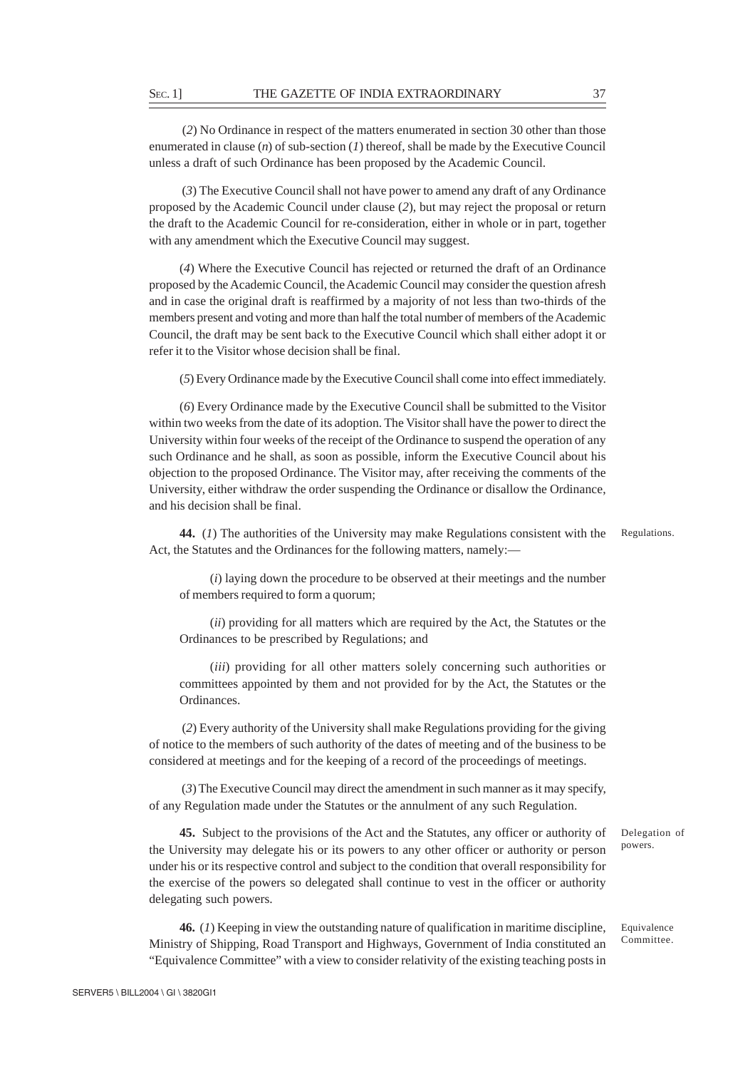(*2*) No Ordinance in respect of the matters enumerated in section 30 other than those enumerated in clause (*n*) of sub-section (*1*) thereof, shall be made by the Executive Council unless a draft of such Ordinance has been proposed by the Academic Council.

(*3*) The Executive Council shall not have power to amend any draft of any Ordinance proposed by the Academic Council under clause (*2*), but may reject the proposal or return the draft to the Academic Council for re-consideration, either in whole or in part, together with any amendment which the Executive Council may suggest.

(*4*) Where the Executive Council has rejected or returned the draft of an Ordinance proposed by the Academic Council, the Academic Council may consider the question afresh and in case the original draft is reaffirmed by a majority of not less than two-thirds of the members present and voting and more than half the total number of members of the Academic Council, the draft may be sent back to the Executive Council which shall either adopt it or refer it to the Visitor whose decision shall be final.

(*5*) Every Ordinance made by the Executive Council shall come into effect immediately.

(*6*) Every Ordinance made by the Executive Council shall be submitted to the Visitor within two weeks from the date of its adoption. The Visitor shall have the power to direct the University within four weeks of the receipt of the Ordinance to suspend the operation of any such Ordinance and he shall, as soon as possible, inform the Executive Council about his objection to the proposed Ordinance. The Visitor may, after receiving the comments of the University, either withdraw the order suspending the Ordinance or disallow the Ordinance, and his decision shall be final.

Regulations.

**44.** (*1*) The authorities of the University may make Regulations consistent with the Act, the Statutes and the Ordinances for the following matters, namely:—

(*i*) laying down the procedure to be observed at their meetings and the number of members required to form a quorum;

(*ii*) providing for all matters which are required by the Act, the Statutes or the Ordinances to be prescribed by Regulations; and

(*iii*) providing for all other matters solely concerning such authorities or committees appointed by them and not provided for by the Act, the Statutes or the Ordinances.

(*2*) Every authority of the University shall make Regulations providing for the giving of notice to the members of such authority of the dates of meeting and of the business to be considered at meetings and for the keeping of a record of the proceedings of meetings.

(*3*) The Executive Council may direct the amendment in such manner as it may specify, of any Regulation made under the Statutes or the annulment of any such Regulation.

Delegation of powers.

**45.** Subject to the provisions of the Act and the Statutes, any officer or authority of the University may delegate his or its powers to any other officer or authority or person under his or its respective control and subject to the condition that overall responsibility for the exercise of the powers so delegated shall continue to vest in the officer or authority delegating such powers.

Equivalence Committee.

**46.** (*1*) Keeping in view the outstanding nature of qualification in maritime discipline, Ministry of Shipping, Road Transport and Highways, Government of India constituted an "Equivalence Committee" with a view to consider relativity of the existing teaching posts in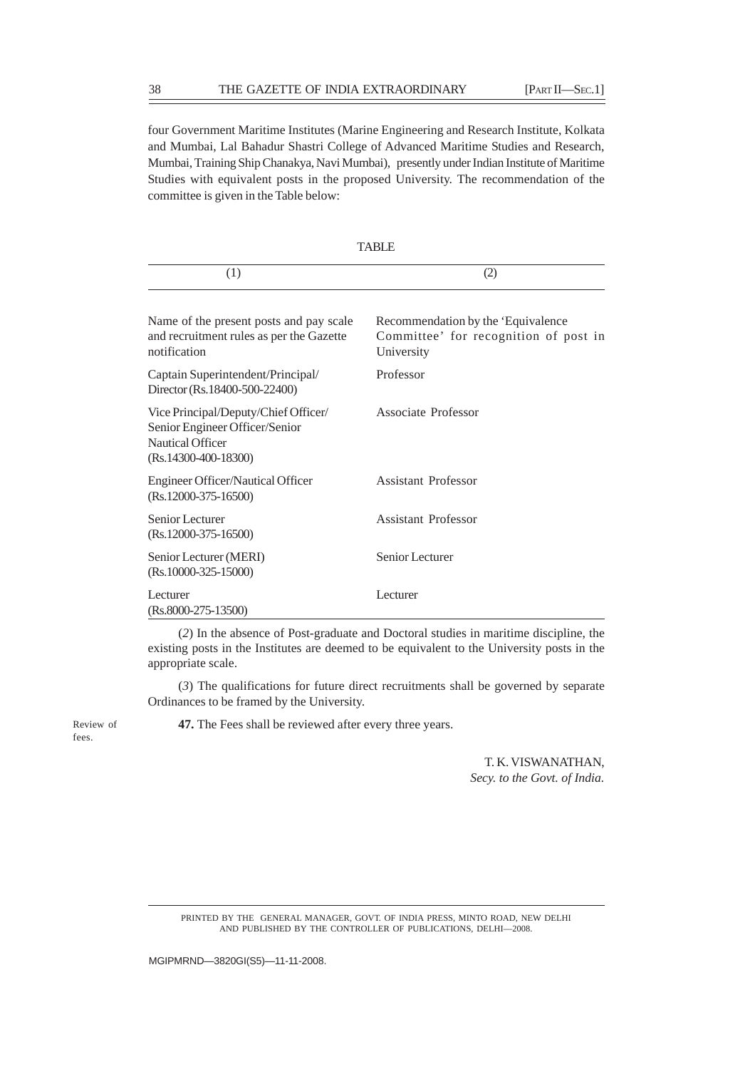four Government Maritime Institutes (Marine Engineering and Research Institute, Kolkata and Mumbai, Lal Bahadur Shastri College of Advanced Maritime Studies and Research, Mumbai, Training Ship Chanakya, Navi Mumbai), presently under Indian Institute of Maritime Studies with equivalent posts in the proposed University. The recommendation of the committee is given in the Table below:

TABLE

| (1) | (2) |
|---|---|
| Name of the present posts and pay scale and recruitment rules as per the Gazette notification | Recommendation by the 'Equivalence Committee' for recognition of post in University |
| Captain Superintendent/Principal/ Director (Rs.18400-500-22400) | Professor |
| Vice Principal/Deputy/Chief Officer/ Senior Engineer Officer/Senior Nautical Officer (Rs.14300-400-18300) | Associate Professor |
| Engineer Officer/Nautical Officer (Rs.12000-375-16500) | Assistant Professor |
| Senior Lecturer (Rs.12000-375-16500) | Assistant Professor |
| Senior Lecturer (MERI) (Rs.10000-325-15000) | Senior Lecturer |
| Lecturer (Rs.8000-275-13500) | Lecturer |

(*2*) In the absence of Post-graduate and Doctoral studies in maritime discipline, the existing posts in the Institutes are deemed to be equivalent to the University posts in the appropriate scale.

(*3*) The qualifications for future direct recruitments shall be governed by separate Ordinances to be framed by the University.

Review of fees.

**47.** The Fees shall be reviewed after every three years.

T. K. VISWANATHAN,
*Secy. to the Govt. of India.*

PRINTED BY THE GENERAL MANAGER, GOVT. OF INDIA PRESS, MINTO ROAD, NEW DELHI AND PUBLISHED BY THE CONTROLLER OF PUBLICATIONS, DELHI—2008.

MGIPMRND—3820GI(S5)—11-11-2008.